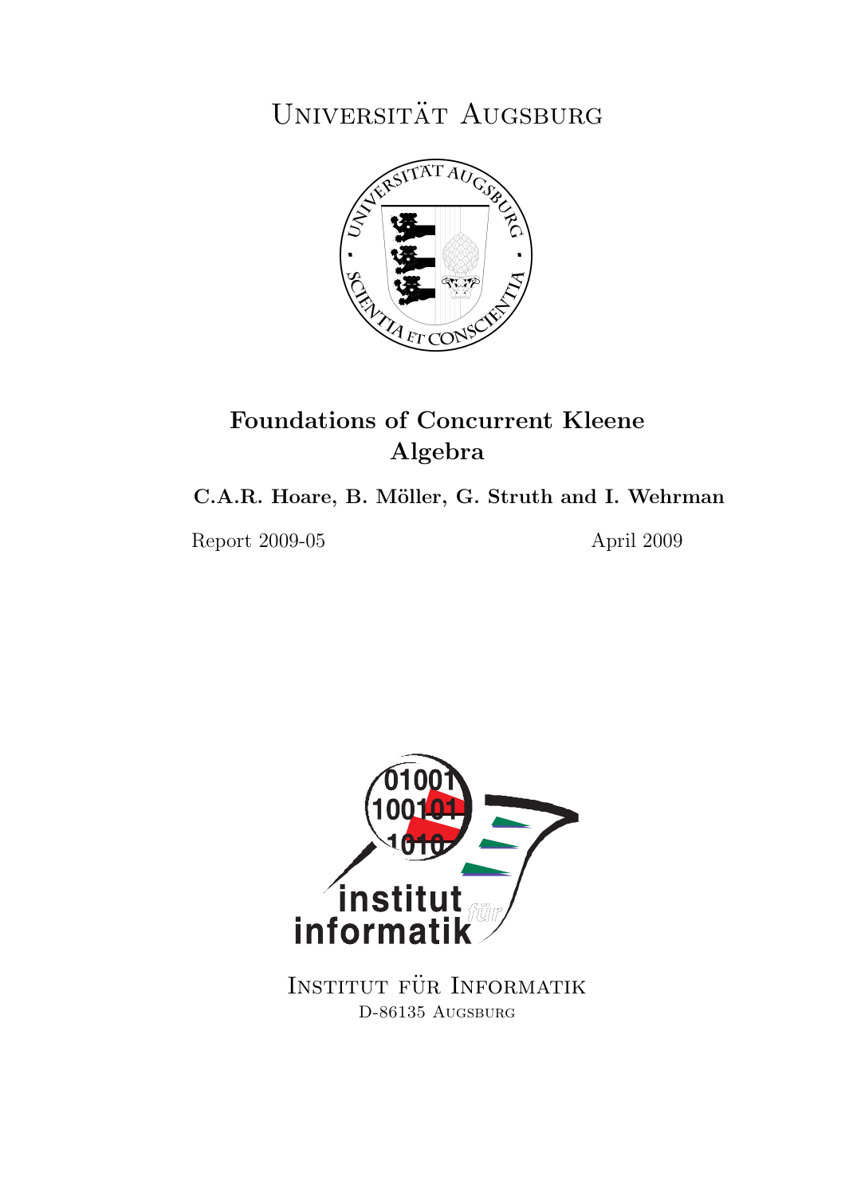# Universität Augsburg

## Foundations of Concurrent Kleene Algebra

**C.A.R. Hoare, B. Möller, G. Struth and I. Wehrman**

Report 2009-05 April 2009

Institut für Informatik
D-86135 Augsburg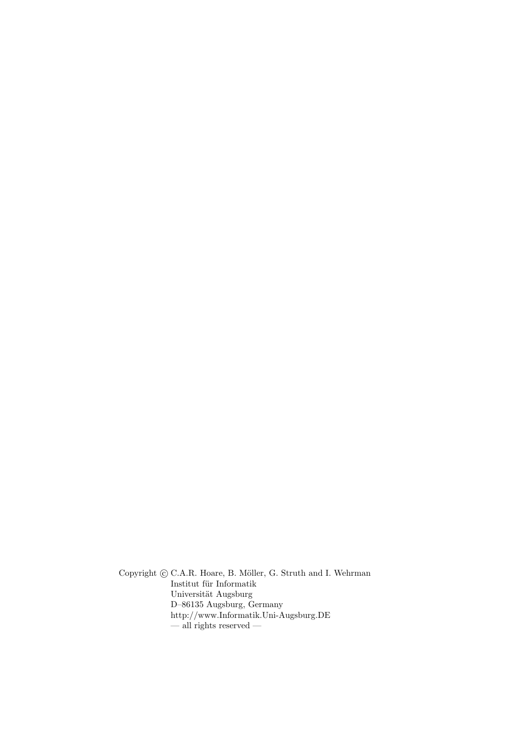Copyright © C.A.R. Hoare, B. Möller, G. Struth and I. Wehrman
Institut für Informatik
Universität Augsburg
D–86135 Augsburg, Germany
http://www.Informatik.Uni-Augsburg.DE
— all rights reserved —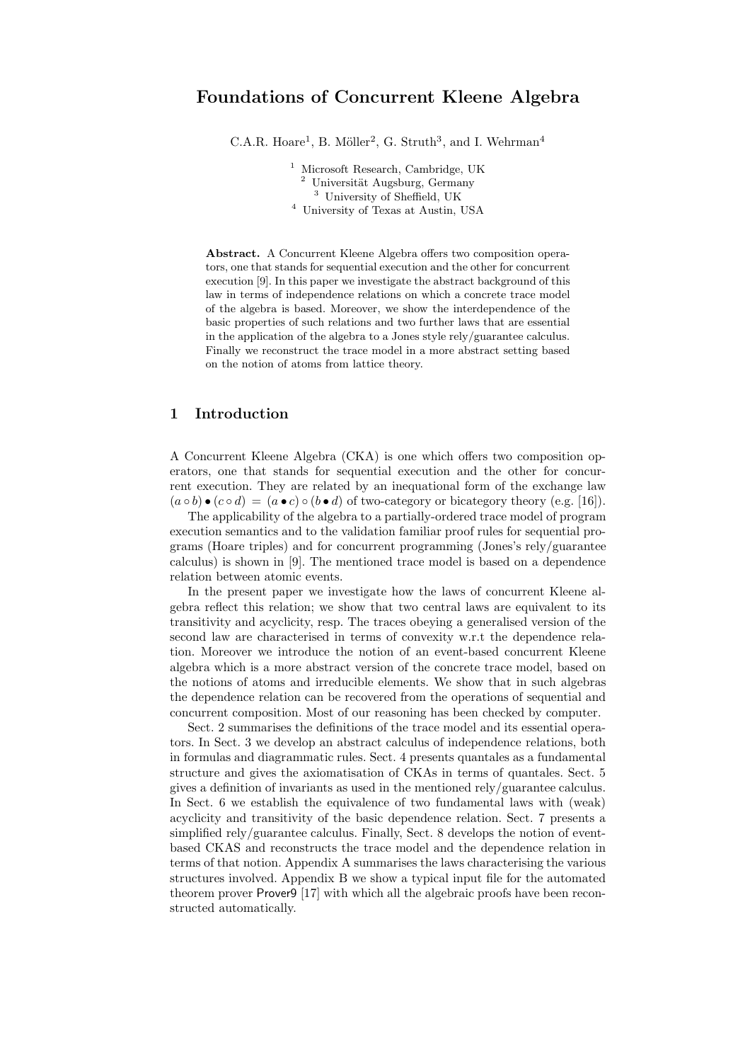# Foundations of Concurrent Kleene Algebra

C.A.R. Hoare[1], B. Möller[2], G. Struth[3], and I. Wehrman[4]

[1] Microsoft Research, Cambridge, UK
[2] Universität Augsburg, Germany
[3] University of Sheffield, UK
[4] University of Texas at Austin, USA

**Abstract.** A Concurrent Kleene Algebra offers two composition operators, one that stands for sequential execution and the other for concurrent execution [9]. In this paper we investigate the abstract background of this law in terms of independence relations on which a concrete trace model of the algebra is based. Moreover, we show the interdependence of the basic properties of such relations and two further laws that are essential in the application of the algebra to a Jones style rely/guarantee calculus. Finally we reconstruct the trace model in a more abstract setting based on the notion of atoms from lattice theory.

## 1 Introduction

A Concurrent Kleene Algebra (CKA) is one which offers two composition operators, one that stands for sequential execution and the other for concurrent execution. They are related by an inequational form of the exchange law $(a \circ b) \bullet (c \circ d) = (a \bullet c) \circ (b \bullet d)$ of two-category or bicategory theory (e.g. [16]).

The applicability of the algebra to a partially-ordered trace model of program execution semantics and to the validation familiar proof rules for sequential programs (Hoare triples) and for concurrent programming (Jones's rely/guarantee calculus) is shown in [9]. The mentioned trace model is based on a dependence relation between atomic events.

In the present paper we investigate how the laws of concurrent Kleene algebra reflect this relation; we show that two central laws are equivalent to its transitivity and acyclicity, resp. The traces obeying a generalised version of the second law are characterised in terms of convexity w.r.t the dependence relation. Moreover we introduce the notion of an event-based concurrent Kleene algebra which is a more abstract version of the concrete trace model, based on the notions of atoms and irreducible elements. We show that in such algebras the dependence relation can be recovered from the operations of sequential and concurrent composition. Most of our reasoning has been checked by computer.

Sect. 2 summarises the definitions of the trace model and its essential operators. In Sect. 3 we develop an abstract calculus of independence relations, both in formulas and diagrammatic rules. Sect. 4 presents quantales as a fundamental structure and gives the axiomatisation of CKAs in terms of quantales. Sect. 5 gives a definition of invariants as used in the mentioned rely/guarantee calculus. In Sect. 6 we establish the equivalence of two fundamental laws with (weak) acyclicity and transitivity of the basic dependence relation. Sect. 7 presents a simplified rely/guarantee calculus. Finally, Sect. 8 develops the notion of event-based CKAS and reconstructs the trace model and the dependence relation in terms of that notion. Appendix A summarises the laws characterising the various structures involved. Appendix B we show a typical input file for the automated theorem prover Prover9 [17] with which all the algebraic proofs have been reconstructed automatically.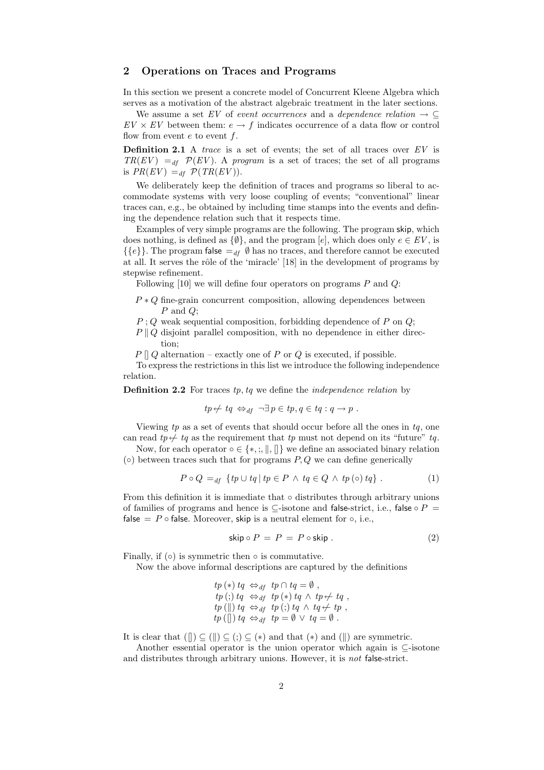## 2 Operations on Traces and Programs

In this section we present a concrete model of Concurrent Kleene Algebra which serves as a motivation of the abstract algebraic treatment in the later sections.

We assume a set $EV$ of *event occurrences* and a *dependence relation* $\rightarrow \subseteq EV \times EV$ between them: $e \rightarrow f$ indicates occurrence of a data flow or control flow from event $e$ to event $f$.

**Definition 2.1** A *trace* is a set of events; the set of all traces over $EV$ is $TR(EV) =_{df} \mathcal{P}(EV)$. A *program* is a set of traces; the set of all programs is $PR(EV) =_{df} \mathcal{P}(TR(EV))$.

We deliberately keep the definition of traces and programs so liberal to accommodate systems with very loose coupling of events; "conventional" linear traces can, e.g., be obtained by including time stamps into the events and defining the dependence relation such that it respects time.

Examples of very simple programs are the following. The program $\mathsf{skip}$, which does nothing, is defined as $\{\emptyset\}$, and the program $[e]$, which does only $e \in EV$, is $\{\{e\}\}$. The program $\mathsf{false} =_{df} \emptyset$ has no traces, and therefore cannot be executed at all. It serves the rôle of the 'miracle' [18] in the development of programs by stepwise refinement.

Following [10] we will define four operators on programs $P$ and $Q$:

- $P * Q$ fine-grain concurrent composition, allowing dependences between $P$ and $Q$;
- $P \,;\, Q$ weak sequential composition, forbidding dependence of $P$ on $Q$;
- $P \parallel Q$ disjoint parallel composition, with no dependence in either direction;
- $P \,[]\, Q$ alternation – exactly one of $P$ or $Q$ is executed, if possible.

To express the restrictions in this list we introduce the following independence relation.

**Definition 2.2** For traces $tp, tq$ we define the *independence relation* by

$$tp \not\leftarrow tq \;\Leftrightarrow_{df}\; \neg\exists\, p \in tp, q \in tq : q \rightarrow p\ .$$

Viewing $tp$ as a set of events that should occur before all the ones in $tq$, one can read $tp \not\leftarrow tq$ as the requirement that $tp$ must not depend on its "future" $tq$.

Now, for each operator $\circ \in \{*, ;, \parallel, []\}$ we define an associated binary relation $(\circ)$ between traces such that for programs $P, Q$ we can define generically

$$P \circ Q \;=_{df}\; \{tp \cup tq \mid tp \in P \;\wedge\; tq \in Q \;\wedge\; tp\,(\circ)\,tq\}\ . \tag{1}$$

From this definition it is immediate that $\circ$ distributes through arbitrary unions of families of programs and hence is $\subseteq$-isotone and $\mathsf{false}$-strict, i.e., $\mathsf{false} \circ P = \mathsf{false} = P \circ \mathsf{false}$. Moreover, $\mathsf{skip}$ is a neutral element for $\circ$, i.e.,

$$\mathsf{skip} \circ P \;=\; P \;=\; P \circ \mathsf{skip}\ . \tag{2}$$

Finally, if $(\circ)$ is symmetric then $\circ$ is commutative.

Now the above informal descriptions are captured by the definitions

$$\begin{array}{rcl} tp\,(*)\,tq & \Leftrightarrow_{df} & tp \cap tq = \emptyset\ , \\ tp\,(;)\,tq & \Leftrightarrow_{df} & tp\,(*)\,tq \;\wedge\; tp \not\leftarrow tq\ , \\ tp\,(\parallel)\,tq & \Leftrightarrow_{df} & tp\,(;)\,tq \;\wedge\; tq \not\leftarrow tp\ , \\ tp\,([])\,tq & \Leftrightarrow_{df} & tp = \emptyset \;\vee\; tq = \emptyset\ . \end{array}$$

It is clear that $([]) \subseteq (\parallel) \subseteq (;) \subseteq (*)$ and that $(*)$ and $(\parallel)$ are symmetric.

Another essential operator is the union operator which again is $\subseteq$-isotone and distributes through arbitrary unions. However, it is *not* $\mathsf{false}$-strict.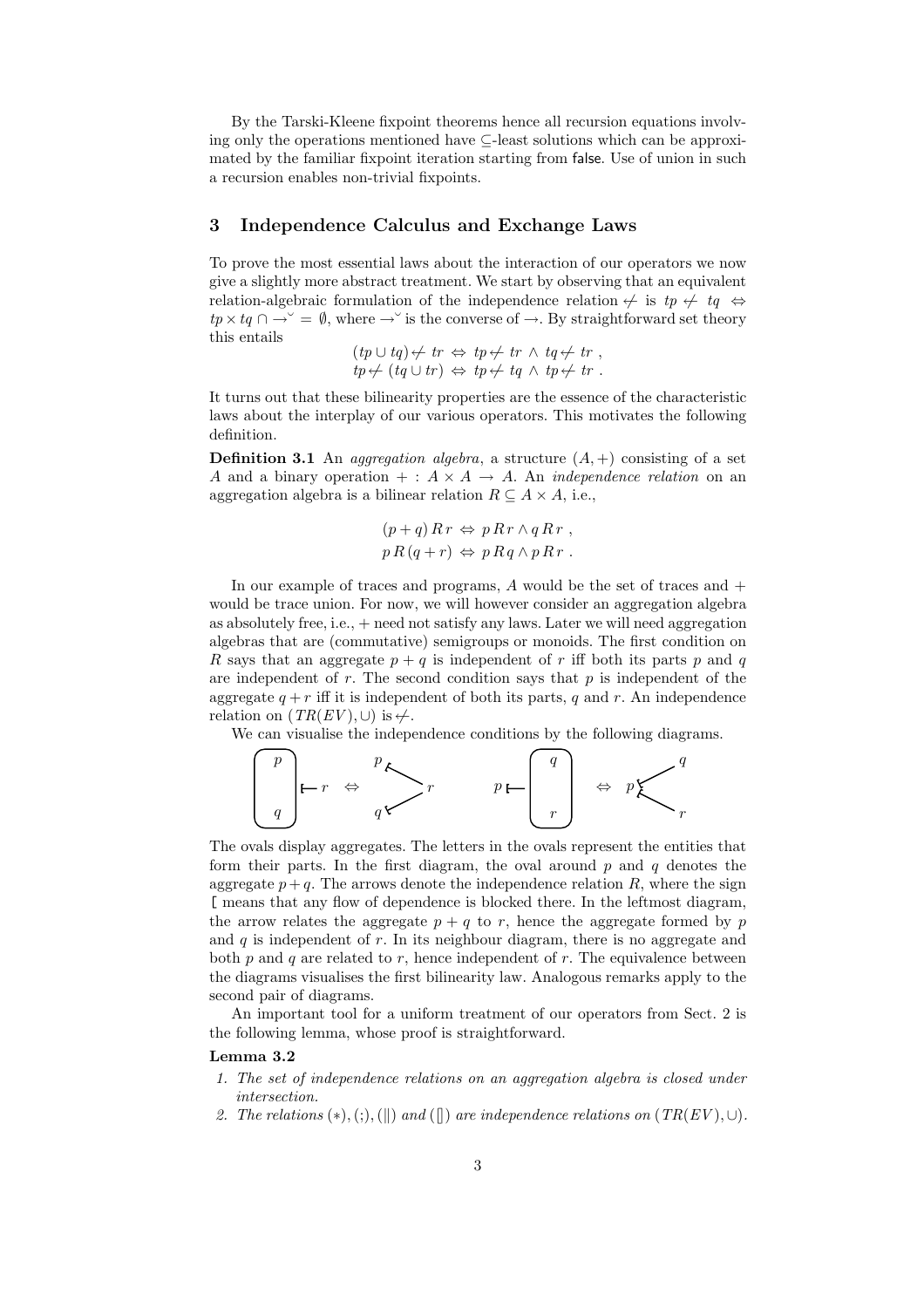By the Tarski-Kleene fixpoint theorems hence all recursion equations involving only the operations mentioned have $\subseteq$-least solutions which can be approximated by the familiar fixpoint iteration starting from false. Use of union in such a recursion enables non-trivial fixpoints.

## 3 Independence Calculus and Exchange Laws

To prove the most essential laws about the interaction of our operators we now give a slightly more abstract treatment. We start by observing that an equivalent relation-algebraic formulation of the independence relation $\not\leftarrow$ is $tp \not\leftarrow tq \Leftrightarrow tp \times tq \cap \rightarrow^{\smile} = \emptyset$, where $\rightarrow^{\smile}$ is the converse of $\rightarrow$. By straightforward set theory this entails

$$(tp \cup tq) \not\leftarrow tr \Leftrightarrow tp \not\leftarrow tr \wedge tq \not\leftarrow tr \ ,$$
$$tp \not\leftarrow (tq \cup tr) \Leftrightarrow tp \not\leftarrow tq \wedge tp \not\leftarrow tr \ .$$

It turns out that these bilinearity properties are the essence of the characteristic laws about the interplay of our various operators. This motivates the following definition.

**Definition 3.1** An *aggregation algebra*, a structure $(A, +)$ consisting of a set $A$ and a binary operation $+ : A \times A \to A$. An *independence relation* on an aggregation algebra is a bilinear relation $R \subseteq A \times A$, i.e.,

$$(p + q)\, R\, r \Leftrightarrow p\, R\, r \wedge q\, R\, r \ ,$$
$$p\, R\, (q + r) \Leftrightarrow p\, R\, q \wedge p\, R\, r \ .$$

In our example of traces and programs, $A$ would be the set of traces and $+$ would be trace union. For now, we will however consider an aggregation algebra as absolutely free, i.e., $+$ need not satisfy any laws. Later we will need aggregation algebras that are (commutative) semigroups or monoids. The first condition on $R$ says that an aggregate $p + q$ is independent of $r$ iff both its parts $p$ and $q$ are independent of $r$. The second condition says that $p$ is independent of the aggregate $q + r$ iff it is independent of both its parts, $q$ and $r$. An independence relation on $(TR(EV), \cup)$ is $\not\leftarrow$.

We can visualise the independence conditions by the following diagrams.

The ovals display aggregates. The letters in the ovals represent the entities that form their parts. In the first diagram, the oval around $p$ and $q$ denotes the aggregate $p + q$. The arrows denote the independence relation $R$, where the sign [ means that any flow of dependence is blocked there. In the leftmost diagram, the arrow relates the aggregate $p + q$ to $r$, hence the aggregate formed by $p$ and $q$ is independent of $r$. In its neighbour diagram, there is no aggregate and both $p$ and $q$ are related to $r$, hence independent of $r$. The equivalence between the diagrams visualises the first bilinearity law. Analogous remarks apply to the second pair of diagrams.

An important tool for a uniform treatment of our operators from Sect. 2 is the following lemma, whose proof is straightforward.

**Lemma 3.2**

1. *The set of independence relations on an aggregation algebra is closed under intersection.*
2. *The relations $(*), (;), (\|)$ and $([])$ are independence relations on $(TR(EV), \cup)$.*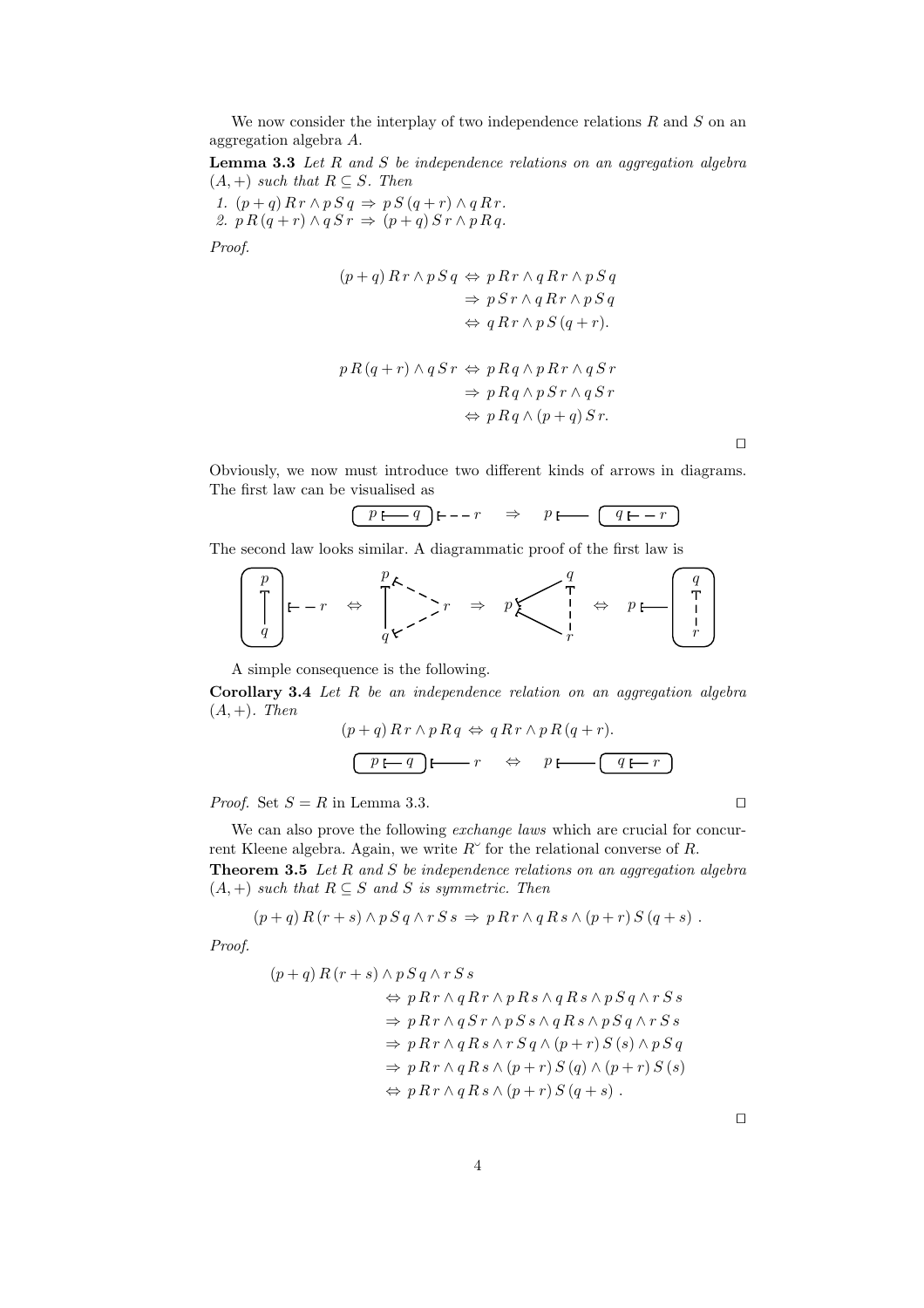We now consider the interplay of two independence relations $R$ and $S$ on an aggregation algebra $A$.

**Lemma 3.3** *Let $R$ and $S$ be independence relations on an aggregation algebra $(A, +)$ such that $R \subseteq S$. Then*

1. $(p+q)\, R\, r \wedge p\, S\, q \Rightarrow p\, S\, (q+r) \wedge q\, R\, r$.
2. $p\, R\, (q+r) \wedge q\, S\, r \Rightarrow (p+q)\, S\, r \wedge p\, R\, q$.

*Proof.*

$$\begin{aligned}
(p+q)\, R\, r \wedge p\, S\, q &\Leftrightarrow p\, R\, r \wedge q\, R\, r \wedge p\, S\, q \\
&\Rightarrow p\, S\, r \wedge q\, R\, r \wedge p\, S\, q \\
&\Leftrightarrow q\, R\, r \wedge p\, S\, (q+r).
\end{aligned}$$

$$\begin{aligned}
p\, R\, (q+r) \wedge q\, S\, r &\Leftrightarrow p\, R\, q \wedge p\, R\, r \wedge q\, S\, r \\
&\Rightarrow p\, R\, q \wedge p\, S\, r \wedge q\, S\, r \\
&\Leftrightarrow p\, R\, q \wedge (p+q)\, S\, r.
\end{aligned}$$

□

Obviously, we now must introduce two different kinds of arrows in diagrams. The first law can be visualised as

[Diagram: (p ⊢— q) ⊢- - - r ⇒ p ⊢—— (q ⊢- - r)]

The second law looks similar. A diagrammatic proof of the first law is

[Diagram: boxed p over q with solid arrow, dashed arrow to r ⇔ triangle with p, q solid and dashed arrows to r ⇒ p with solid arrows to q and r, q dashed to r ⇔ p solid arrow to boxed q over r with dashed arrow]

A simple consequence is the following.

**Corollary 3.4** *Let $R$ be an independence relation on an aggregation algebra $(A, +)$. Then*

$$(p+q)\, R\, r \wedge p\, R\, q \Leftrightarrow q\, R\, r \wedge p\, R\, (q+r).$$

[Diagram: (p ⊢— q) ⊢—— r ⇔ p ⊢—— (q ⊢— r)]

*Proof.* Set $S = R$ in Lemma 3.3. □

We can also prove the following *exchange laws* which are crucial for concurrent Kleene algebra. Again, we write $R^{\smile}$ for the relational converse of $R$.

**Theorem 3.5** *Let $R$ and $S$ be independence relations on an aggregation algebra $(A, +)$ such that $R \subseteq S$ and $S$ is symmetric. Then*

$$(p+q)\, R\, (r+s) \wedge p\, S\, q \wedge r\, S\, s \Rightarrow p\, R\, r \wedge q\, R\, s \wedge (p+r)\, S\, (q+s)\ .$$

*Proof.*

$$\begin{aligned}
&(p+q)\, R\, (r+s) \wedge p\, S\, q \wedge r\, S\, s \\
&\quad \Leftrightarrow p\, R\, r \wedge q\, R\, r \wedge p\, R\, s \wedge q\, R\, s \wedge p\, S\, q \wedge r\, S\, s \\
&\quad \Rightarrow p\, R\, r \wedge q\, S\, r \wedge p\, S\, s \wedge q\, R\, s \wedge p\, S\, q \wedge r\, S\, s \\
&\quad \Rightarrow p\, R\, r \wedge q\, R\, s \wedge r\, S\, q \wedge (p+r)\, S\, (s) \wedge p\, S\, q \\
&\quad \Rightarrow p\, R\, r \wedge q\, R\, s \wedge (p+r)\, S\, (q) \wedge (p+r)\, S\, (s) \\
&\quad \Leftrightarrow p\, R\, r \wedge q\, R\, s \wedge (p+r)\, S\, (q+s)\ .
\end{aligned}$$

□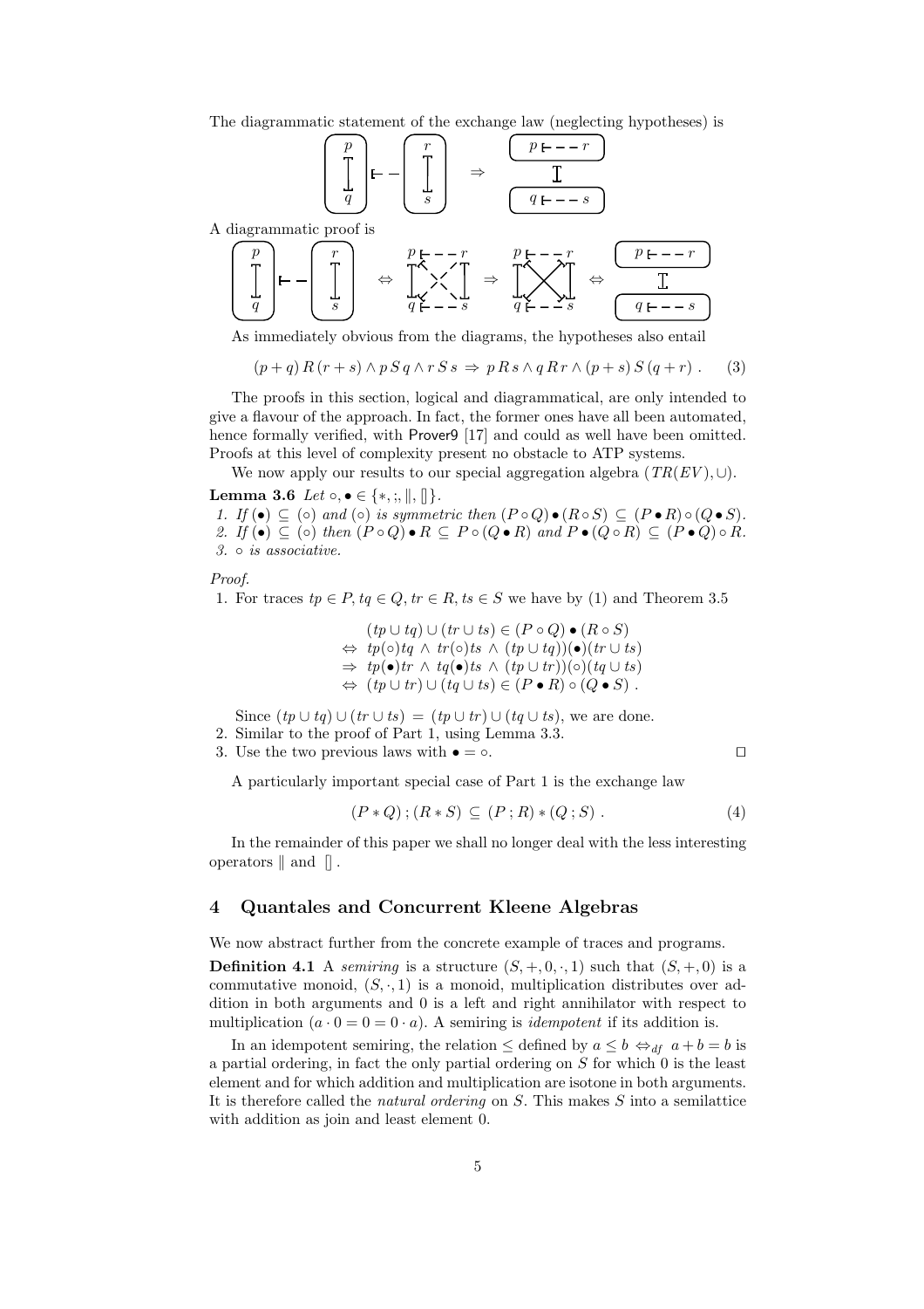The diagrammatic statement of the exchange law (neglecting hypotheses) is

A diagrammatic proof is

As immediately obvious from the diagrams, the hypotheses also entail

$$(p+q)\,R\,(r+s) \wedge p\,S\,q \wedge r\,S\,s \;\Rightarrow\; p\,R\,s \wedge q\,R\,r \wedge (p+s)\,S\,(q+r)\ . \qquad (3)$$

The proofs in this section, logical and diagrammatical, are only intended to give a flavour of the approach. In fact, the former ones have all been automated, hence formally verified, with Prover9 [17] and could as well have been omitted. Proofs at this level of complexity present no obstacle to ATP systems.

We now apply our results to our special aggregation algebra $(TR(EV), \cup)$.

**Lemma 3.6** *Let* $\circ, \bullet \in \{*, ;, \|, []\}$.

1. *If* $(\bullet) \subseteq (\circ)$ *and* $(\circ)$ *is symmetric then* $(P \circ Q) \bullet (R \circ S) \subseteq (P \bullet R) \circ (Q \bullet S)$.
2. *If* $(\bullet) \subseteq (\circ)$ *then* $(P \circ Q) \bullet R \subseteq P \circ (Q \bullet R)$ *and* $P \bullet (Q \circ R) \subseteq (P \bullet Q) \circ R$.
3. $\circ$ *is associative.*

*Proof.*

1. For traces $tp \in P, tq \in Q, tr \in R, ts \in S$ we have by (1) and Theorem 3.5

$$\begin{array}{ll} & (tp \cup tq) \cup (tr \cup ts) \in (P \circ Q) \bullet (R \circ S) \\ \Leftrightarrow & tp(\circ)tq \ \wedge\ tr(\circ)ts \ \wedge\ (tp \cup tq))(\bullet)(tr \cup ts) \\ \Rightarrow & tp(\bullet)tr \ \wedge\ tq(\bullet)ts \ \wedge\ (tp \cup tr))(\circ)(tq \cup ts) \\ \Leftrightarrow & (tp \cup tr) \cup (tq \cup ts) \in (P \bullet R) \circ (Q \bullet S)\ . \end{array}$$

   Since $(tp \cup tq) \cup (tr \cup ts) = (tp \cup tr) \cup (tq \cup ts)$, we are done.
2. Similar to the proof of Part 1, using Lemma 3.3.
3. Use the two previous laws with $\bullet = \circ$. ☐

A particularly important special case of Part 1 is the exchange law

$$(P * Q)\,;(R * S) \subseteq (P\,;R) * (Q\,;S)\ . \qquad (4)$$

In the remainder of this paper we shall no longer deal with the less interesting operators $\|$ and $[]$.

## 4 Quantales and Concurrent Kleene Algebras

We now abstract further from the concrete example of traces and programs.

**Definition 4.1** A *semiring* is a structure $(S, +, 0, \cdot, 1)$ such that $(S, +, 0)$ is a commutative monoid, $(S, \cdot, 1)$ is a monoid, multiplication distributes over addition in both arguments and 0 is a left and right annihilator with respect to multiplication ($a \cdot 0 = 0 = 0 \cdot a$). A semiring is *idempotent* if its addition is.

In an idempotent semiring, the relation $\leq$ defined by $a \leq b \Leftrightarrow_{df} a + b = b$ is a partial ordering, in fact the only partial ordering on $S$ for which 0 is the least element and for which addition and multiplication are isotone in both arguments. It is therefore called the *natural ordering* on $S$. This makes $S$ into a semilattice with addition as join and least element 0.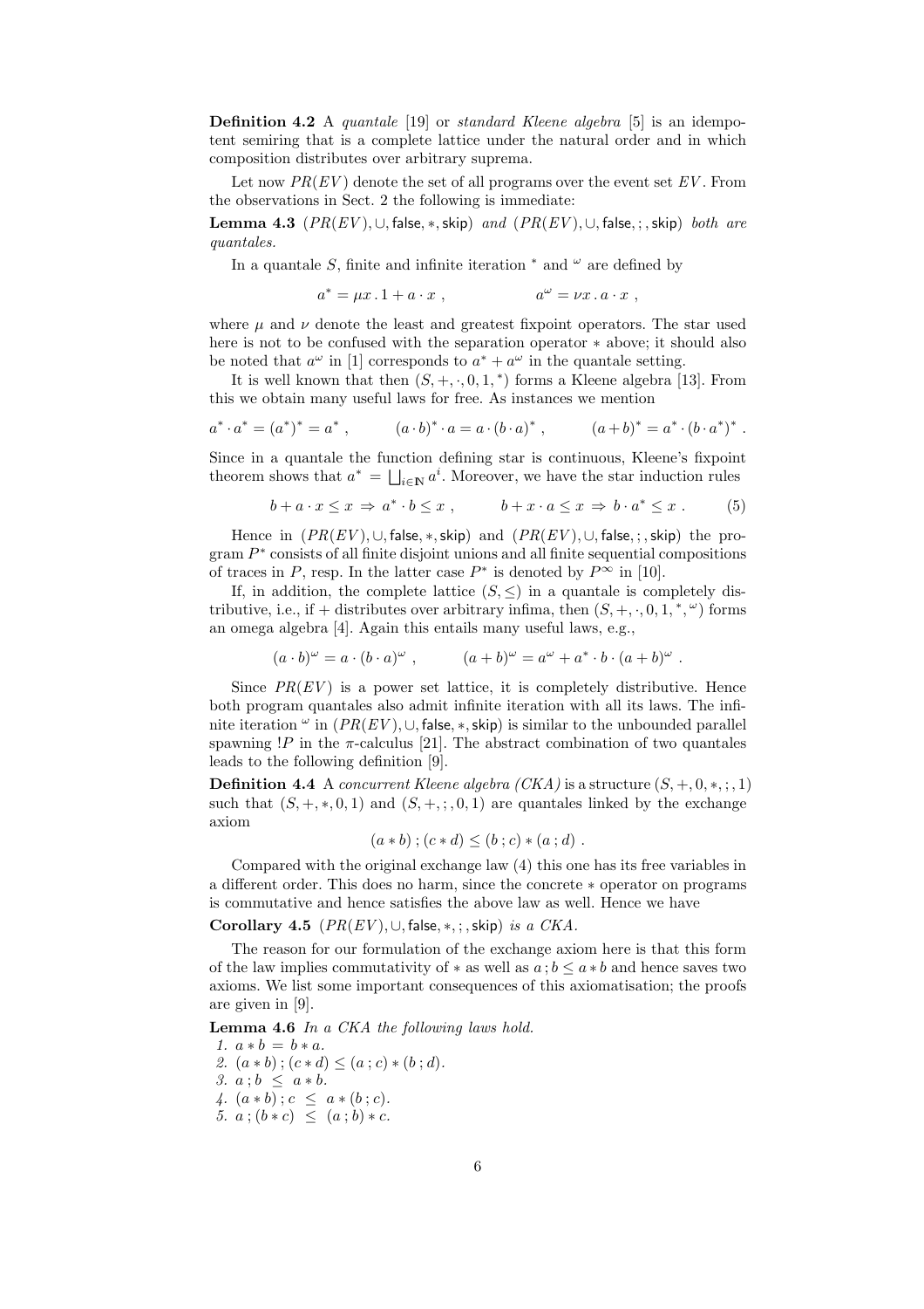**Definition 4.2** A *quantale* [19] or *standard Kleene algebra* [5] is an idempotent semiring that is a complete lattice under the natural order and in which composition distributes over arbitrary suprema.

Let now $PR(EV)$ denote the set of all programs over the event set $EV$. From the observations in Sect. 2 the following is immediate:

**Lemma 4.3** *$(PR(EV), \cup, \mathsf{false}, *, \mathsf{skip})$ and $(PR(EV), \cup, \mathsf{false}, ;, \mathsf{skip})$ both are quantales.*

In a quantale $S$, finite and infinite iteration $^*$ and $^\omega$ are defined by

$$a^* = \mu x \,.\, 1 + a \cdot x \;, \qquad\qquad a^\omega = \nu x \,.\, a \cdot x \;,$$

where $\mu$ and $\nu$ denote the least and greatest fixpoint operators. The star used here is not to be confused with the separation operator $*$ above; it should also be noted that $a^\omega$ in [1] corresponds to $a^* + a^\omega$ in the quantale setting.

It is well known that then $(S, +, \cdot, 0, 1, ^*)$ forms a Kleene algebra [13]. From this we obtain many useful laws for free. As instances we mention

$$a^* \cdot a^* = (a^*)^* = a^* \;, \qquad (a \cdot b)^* \cdot a = a \cdot (b \cdot a)^* \;, \qquad (a + b)^* = a^* \cdot (b \cdot a^*)^* \;.$$

Since in a quantale the function defining star is continuous, Kleene's fixpoint theorem shows that $a^* = \bigsqcup_{i \in \mathbb{N}} a^i$. Moreover, we have the star induction rules

$$b + a \cdot x \leq x \;\Rightarrow\; a^* \cdot b \leq x \;, \qquad b + x \cdot a \leq x \;\Rightarrow\; b \cdot a^* \leq x \;. \tag{5}$$

Hence in $(PR(EV), \cup, \mathsf{false}, *, \mathsf{skip})$ and $(PR(EV), \cup, \mathsf{false}, ;, \mathsf{skip})$ the program $P^*$ consists of all finite disjoint unions and all finite sequential compositions of traces in $P$, resp. In the latter case $P^*$ is denoted by $P^\infty$ in [10].

If, in addition, the complete lattice $(S, \leq)$ in a quantale is completely distributive, i.e., if $+$ distributes over arbitrary infima, then $(S, +, \cdot, 0, 1, ^*, ^\omega)$ forms an omega algebra [4]. Again this entails many useful laws, e.g.,

$$(a \cdot b)^\omega = a \cdot (b \cdot a)^\omega \;, \qquad (a + b)^\omega = a^\omega + a^* \cdot b \cdot (a + b)^\omega \;.$$

Since $PR(EV)$ is a power set lattice, it is completely distributive. Hence both program quantales also admit infinite iteration with all its laws. The infinite iteration $^\omega$ in $(PR(EV), \cup, \mathsf{false}, *, \mathsf{skip})$ is similar to the unbounded parallel spawning $!P$ in the $\pi$-calculus [21]. The abstract combination of two quantales leads to the following definition [9].

**Definition 4.4** A *concurrent Kleene algebra (CKA)* is a structure $(S, +, 0, *, ;, 1)$ such that $(S, +, *, 0, 1)$ and $(S, +, ;, 0, 1)$ are quantales linked by the exchange axiom

$$(a * b) \,;\, (c * d) \leq (b \,;\, c) * (a \,;\, d) \;.$$

Compared with the original exchange law (4) this one has its free variables in a different order. This does no harm, since the concrete $*$ operator on programs is commutative and hence satisfies the above law as well. Hence we have

**Corollary 4.5** *$(PR(EV), \cup, \mathsf{false}, *, ;, \mathsf{skip})$ is a CKA.*

The reason for our formulation of the exchange axiom here is that this form of the law implies commutativity of $*$ as well as $a \,;\, b \leq a * b$ and hence saves two axioms. We list some important consequences of this axiomatisation; the proofs are given in [9].

**Lemma 4.6** *In a CKA the following laws hold.*

1. $a * b = b * a$.
2. $(a * b) \,;\, (c * d) \leq (a \,;\, c) * (b \,;\, d)$.
3. $a \,;\, b \;\leq\; a * b$.
4. $(a * b) \,;\, c \;\leq\; a * (b \,;\, c)$.
5. $a \,;\, (b * c) \;\leq\; (a \,;\, b) * c$.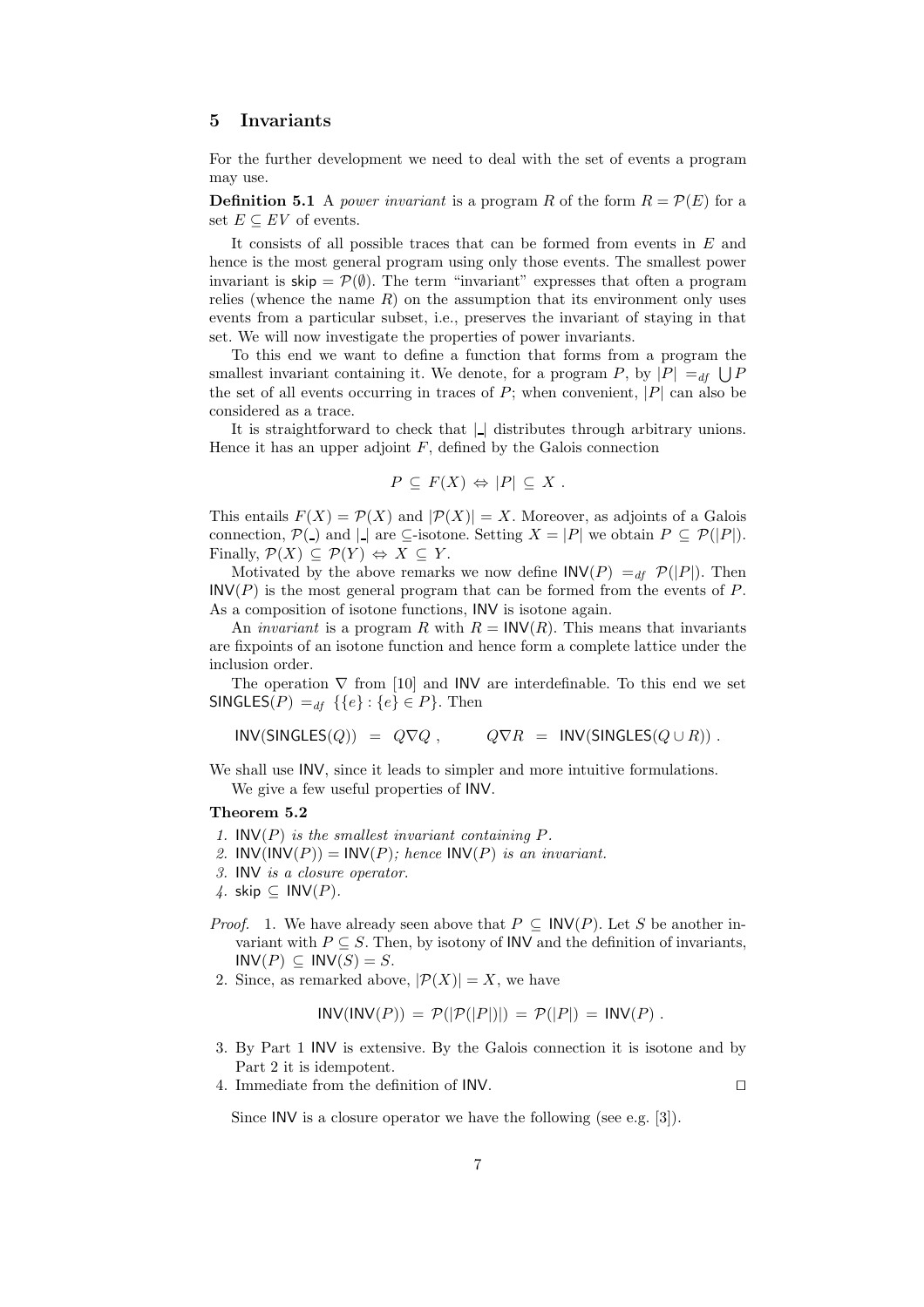## 5 Invariants

For the further development we need to deal with the set of events a program may use.

**Definition 5.1** A *power invariant* is a program $R$ of the form $R = \mathcal{P}(E)$ for a set $E \subseteq EV$ of events.

It consists of all possible traces that can be formed from events in $E$ and hence is the most general program using only those events. The smallest power invariant is $\mathsf{skip} = \mathcal{P}(\emptyset)$. The term "invariant" expresses that often a program relies (whence the name $R$) on the assumption that its environment only uses events from a particular subset, i.e., preserves the invariant of staying in that set. We will now investigate the properties of power invariants.

To this end we want to define a function that forms from a program the smallest invariant containing it. We denote, for a program $P$, by $|P| =_{df} \bigcup P$ the set of all events occurring in traces of $P$; when convenient, $|P|$ can also be considered as a trace.

It is straightforward to check that $|\_|$ distributes through arbitrary unions. Hence it has an upper adjoint $F$, defined by the Galois connection

$$P \subseteq F(X) \Leftrightarrow |P| \subseteq X .$$

This entails $F(X) = \mathcal{P}(X)$ and $|\mathcal{P}(X)| = X$. Moreover, as adjoints of a Galois connection, $\mathcal{P}(\_)$ and $|\_|$ are $\subseteq$-isotone. Setting $X = |P|$ we obtain $P \subseteq \mathcal{P}(|P|)$. Finally, $\mathcal{P}(X) \subseteq \mathcal{P}(Y) \Leftrightarrow X \subseteq Y$.

Motivated by the above remarks we now define $\mathsf{INV}(P) =_{df} \mathcal{P}(|P|)$. Then $\mathsf{INV}(P)$ is the most general program that can be formed from the events of $P$. As a composition of isotone functions, $\mathsf{INV}$ is isotone again.

An *invariant* is a program $R$ with $R = \mathsf{INV}(R)$. This means that invariants are fixpoints of an isotone function and hence form a complete lattice under the inclusion order.

The operation $\nabla$ from [10] and $\mathsf{INV}$ are interdefinable. To this end we set $\mathsf{SINGLES}(P) =_{df} \{\{e\} : \{e\} \in P\}$. Then

$$\mathsf{INV}(\mathsf{SINGLES}(Q)) = Q \nabla Q , \qquad Q \nabla R = \mathsf{INV}(\mathsf{SINGLES}(Q \cup R)) .$$

We shall use $\mathsf{INV}$, since it leads to simpler and more intuitive formulations.

We give a few useful properties of $\mathsf{INV}$.

**Theorem 5.2**

1. *$\mathsf{INV}(P)$ is the smallest invariant containing $P$.*
2. *$\mathsf{INV}(\mathsf{INV}(P)) = \mathsf{INV}(P)$; hence $\mathsf{INV}(P)$ is an invariant.*
3. *$\mathsf{INV}$ is a closure operator.*
4. *$\mathsf{skip} \subseteq \mathsf{INV}(P)$.*

*Proof.*

1. We have already seen above that $P \subseteq \mathsf{INV}(P)$. Let $S$ be another invariant with $P \subseteq S$. Then, by isotony of $\mathsf{INV}$ and the definition of invariants, $\mathsf{INV}(P) \subseteq \mathsf{INV}(S) = S$.
2. Since, as remarked above, $|\mathcal{P}(X)| = X$, we have

$$\mathsf{INV}(\mathsf{INV}(P)) = \mathcal{P}(|\mathcal{P}(|P|)|) = \mathcal{P}(|P|) = \mathsf{INV}(P) .$$

3. By Part 1 $\mathsf{INV}$ is extensive. By the Galois connection it is isotone and by Part 2 it is idempotent.
4. Immediate from the definition of $\mathsf{INV}$. ☐

Since $\mathsf{INV}$ is a closure operator we have the following (see e.g. [3]).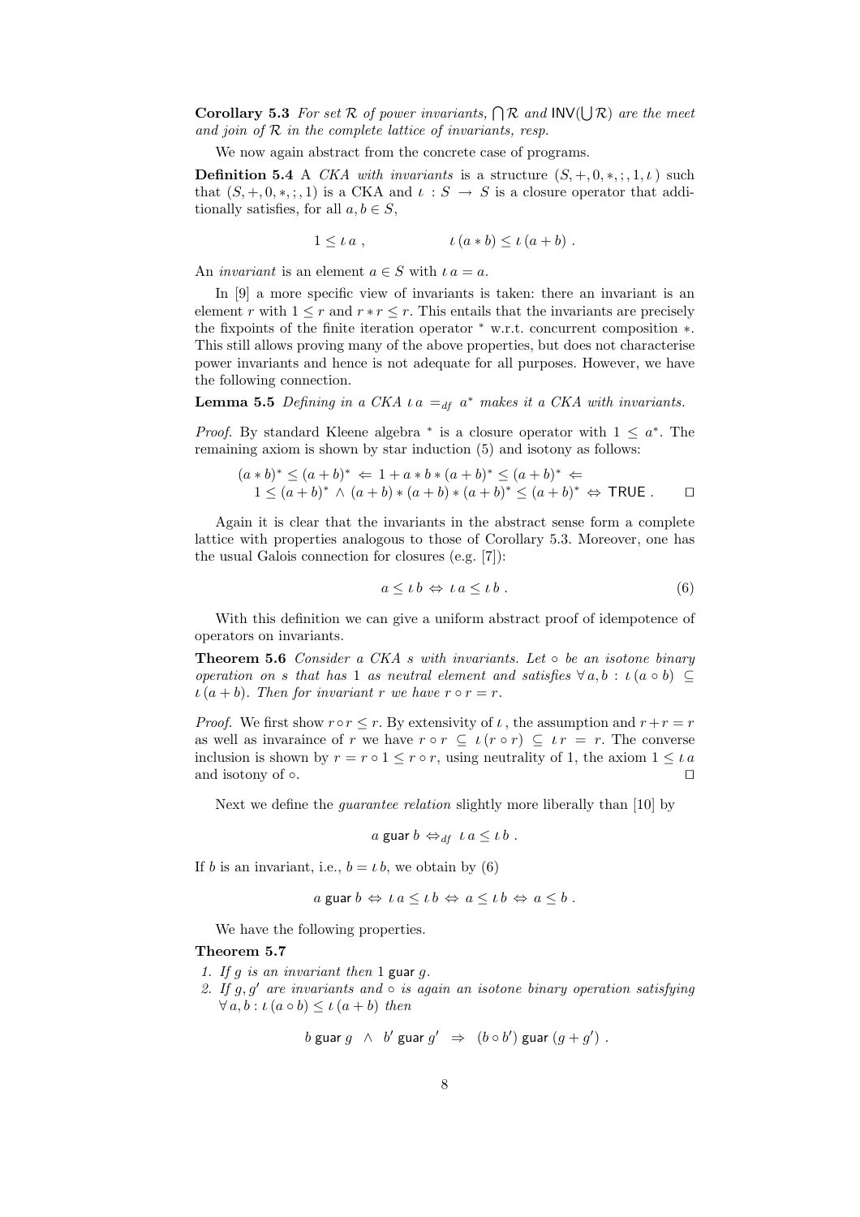**Corollary 5.3** *For set $\mathcal{R}$ of power invariants, $\bigcap \mathcal{R}$ and $\mathsf{INV}(\bigcup \mathcal{R})$ are the meet and join of $\mathcal{R}$ in the complete lattice of invariants, resp.*

We now again abstract from the concrete case of programs.

**Definition 5.4** A *CKA with invariants* is a structure $(S, +, 0, *, ;, 1, \iota)$ such that $(S, +, 0, *, ;, 1)$ is a CKA and $\iota : S \to S$ is a closure operator that additionally satisfies, for all $a, b \in S$,

$$1 \leq \iota\, a\ , \qquad\qquad \iota\,(a * b) \leq \iota\,(a + b)\ .$$

An *invariant* is an element $a \in S$ with $\iota\, a = a$.

In [9] a more specific view of invariants is taken: there an invariant is an element $r$ with $1 \leq r$ and $r * r \leq r$. This entails that the invariants are precisely the fixpoints of the finite iteration operator $^*$ w.r.t. concurrent composition $*$. This still allows proving many of the above properties, but does not characterise power invariants and hence is not adequate for all purposes. However, we have the following connection.

**Lemma 5.5** *Defining in a CKA $\iota\, a =_{df} a^*$ makes it a CKA with invariants.*

*Proof.* By standard Kleene algebra $^*$ is a closure operator with $1 \leq a^*$. The remaining axiom is shown by star induction (5) and isotony as follows:

$$\begin{array}{l}(a * b)^* \leq (a + b)^* \ \Leftarrow\ 1 + a * b * (a + b)^* \leq (a + b)^* \ \Leftarrow \\ \quad 1 \leq (a + b)^* \ \wedge\ (a + b) * (a + b) * (a + b)^* \leq (a + b)^* \ \Leftrightarrow\ \mathsf{TRUE}\ .\end{array}$$

□

Again it is clear that the invariants in the abstract sense form a complete lattice with properties analogous to those of Corollary 5.3. Moreover, one has the usual Galois connection for closures (e.g. [7]):

$$a \leq \iota\, b \ \Leftrightarrow\ \iota\, a \leq \iota\, b\ . \tag{6}$$

With this definition we can give a uniform abstract proof of idempotence of operators on invariants.

**Theorem 5.6** *Consider a CKA $s$ with invariants. Let $\circ$ be an isotone binary operation on $s$ that has $1$ as neutral element and satisfies $\forall\, a, b : \iota\,(a \circ b) \subseteq \iota\,(a + b)$. Then for invariant $r$ we have $r \circ r = r$.*

*Proof.* We first show $r \circ r \leq r$. By extensivity of $\iota$, the assumption and $r + r = r$ as well as invaraince of $r$ we have $r \circ r \ \subseteq\ \iota\,(r \circ r) \ \subseteq\ \iota\, r \ =\ r$. The converse inclusion is shown by $r = r \circ 1 \leq r \circ r$, using neutrality of 1, the axiom $1 \leq \iota\, a$ and isotony of $\circ$. □

Next we define the *guarantee relation* slightly more liberally than [10] by

$$a \ \mathsf{guar}\ b \ \Leftrightarrow_{df}\ \iota\, a \leq \iota\, b\ .$$

If $b$ is an invariant, i.e., $b = \iota\, b$, we obtain by (6)

$$a \ \mathsf{guar}\ b \ \Leftrightarrow\ \iota\, a \leq \iota\, b \ \Leftrightarrow\ a \leq \iota\, b \ \Leftrightarrow\ a \leq b\ .$$

We have the following properties.

**Theorem 5.7**

1. *If $g$ is an invariant then $1$ $\mathsf{guar}$ $g$.*
2. *If $g, g'$ are invariants and $\circ$ is again an isotone binary operation satisfying $\forall\, a, b : \iota\,(a \circ b) \leq \iota\,(a + b)$ then*

$$b \ \mathsf{guar}\ g \ \wedge\ b' \ \mathsf{guar}\ g' \ \Rightarrow\ (b \circ b')\ \mathsf{guar}\ (g + g')\ .$$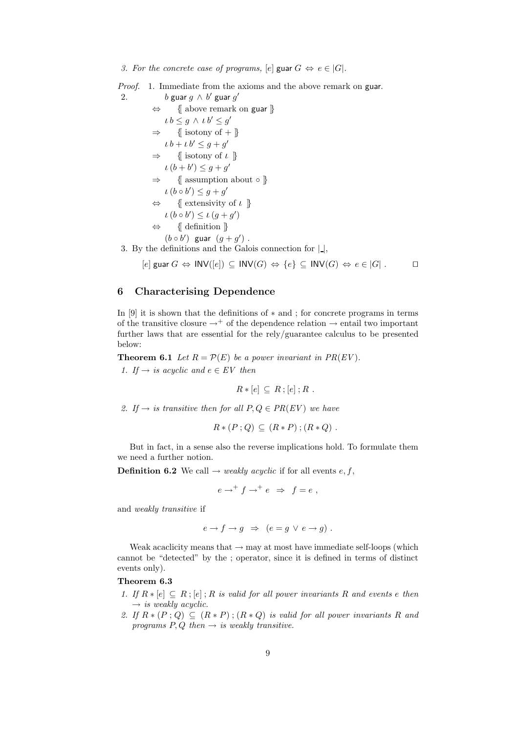3. *For the concrete case of programs,* $[e]$ guar $G \Leftrightarrow e \in |G|$.

*Proof.* 1. Immediate from the axioms and the above remark on guar.

2.

$$
\begin{array}{ll}
 & b \text{ guar } g \wedge b' \text{ guar } g' \\
\Leftrightarrow & \{\!\![\text{ above remark on guar }]\!\!\} \\
 & \iota\, b \le g \wedge \iota\, b' \le g' \\
\Rightarrow & \{\!\![\text{ isotony of } + ]\!\!\} \\
 & \iota\, b + \iota\, b' \le g + g' \\
\Rightarrow & \{\!\![\text{ isotony of } \iota\ ]\!\!\} \\
 & \iota\, (b + b') \le g + g' \\
\Rightarrow & \{\!\![\text{ assumption about } \circ ]\!\!\} \\
 & \iota\, (b \circ b') \le g + g' \\
\Leftrightarrow & \{\!\![\text{ extensivity of } \iota\ ]\!\!\} \\
 & \iota\, (b \circ b') \le \iota\, (g + g') \\
\Leftrightarrow & \{\!\![\text{ definition }]\!\!\} \\
 & (b \circ b') \text{ guar } (g + g') \,.
\end{array}
$$

3. By the definitions and the Galois connection for $|\_|$,

$$[e] \text{ guar } G \Leftrightarrow \mathsf{INV}([e]) \subseteq \mathsf{INV}(G) \Leftrightarrow \{e\} \subseteq \mathsf{INV}(G) \Leftrightarrow e \in |G| \,. \qquad \square$$

## 6 Characterising Dependence

In [9] it is shown that the definitions of $*$ and ; for concrete programs in terms of the transitive closure $\rightarrow^+$ of the dependence relation $\rightarrow$ entail two important further laws that are essential for the rely/guarantee calculus to be presented below:

**Theorem 6.1** *Let $R = \mathcal{P}(E)$ be a power invariant in $PR(EV)$.*

1. *If $\rightarrow$ is acyclic and $e \in EV$ then*

$$R * [e] \subseteq R \,;\, [e] \,;\, R \,.$$

2. *If $\rightarrow$ is transitive then for all $P, Q \in PR(EV)$ we have*

$$R * (P \,;\, Q) \subseteq (R * P) \,;\, (R * Q) \,.$$

But in fact, in a sense also the reverse implications hold. To formulate them we need a further notion.

**Definition 6.2** We call $\rightarrow$ *weakly acyclic* if for all events $e, f$,

$$e \rightarrow^+ f \rightarrow^+ e \;\Rightarrow\; f = e \,,$$

and *weakly transitive* if

$$e \rightarrow f \rightarrow g \;\Rightarrow\; (e = g \vee e \rightarrow g) \,.$$

Weak acaclicity means that $\rightarrow$ may at most have immediate self-loops (which cannot be "detected" by the ; operator, since it is defined in terms of distinct events only).

**Theorem 6.3**

1. *If $R * [e] \subseteq R \,;\, [e] \,;\, R$ is valid for all power invariants $R$ and events $e$ then $\rightarrow$ is weakly acyclic.*
2. *If $R * (P \,;\, Q) \subseteq (R * P) \,;\, (R * Q)$ is valid for all power invariants $R$ and programs $P, Q$ then $\rightarrow$ is weakly transitive.*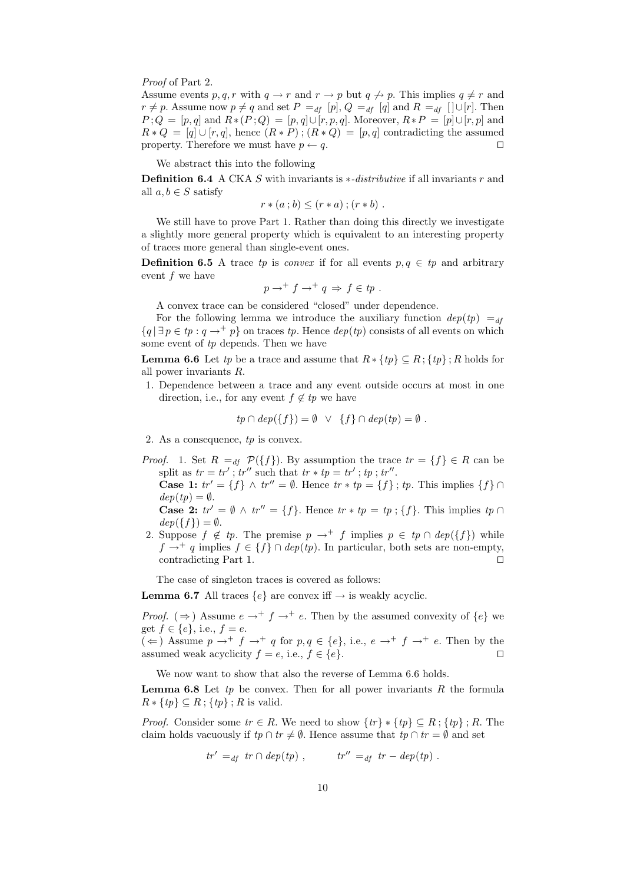*Proof* of Part 2.
Assume events $p, q, r$ with $q \to r$ and $r \to p$ but $q \not\to p$. This implies $q \neq r$ and $r \neq p$. Assume now $p \neq q$ and set $P =_{df} [p]$, $Q =_{df} [q]$ and $R =_{df} [\,] \cup [r]$. Then $P\,;Q = [p,q]$ and $R*(P\,;Q) = [p,q] \cup [r,p,q]$. Moreover, $R*P = [p] \cup [r,p]$ and $R*Q = [q] \cup [r,q]$, hence $(R*P)\,;(R*Q) = [p,q]$ contradicting the assumed property. Therefore we must have $p \leftarrow q$. □

We abstract this into the following

**Definition 6.4** A CKA $S$ with invariants is $*$-*distributive* if all invariants $r$ and all $a, b \in S$ satisfy

$$r * (a\,;b) \leq (r*a)\,;(r*b)\ .$$

We still have to prove Part 1. Rather than doing this directly we investigate a slightly more general property which is equivalent to an interesting property of traces more general than single-event ones.

**Definition 6.5** A trace $tp$ is *convex* if for all events $p, q \in tp$ and arbitrary event $f$ we have

$$p \to^+ f \to^+ q \ \Rightarrow\ f \in tp\ .$$

A convex trace can be considered "closed" under dependence.

For the following lemma we introduce the auxiliary function $dep(tp) =_{df} \{q \mid \exists\, p \in tp : q \to^+ p\}$ on traces $tp$. Hence $dep(tp)$ consists of all events on which some event of $tp$ depends. Then we have

**Lemma 6.6** Let $tp$ be a trace and assume that $R * \{tp\} \subseteq R\,;\{tp\}\,;R$ holds for all power invariants $R$.

1. Dependence between a trace and any event outside occurs at most in one direction, i.e., for any event $f \notin tp$ we have

$$tp \cap dep(\{f\}) = \emptyset \ \ \vee\ \ \{f\} \cap dep(tp) = \emptyset\ .$$

2. As a consequence, $tp$ is convex.

*Proof.* 1. Set $R =_{df} \mathcal{P}(\{f\})$. By assumption the trace $tr = \{f\} \in R$ can be split as $tr = tr'\,;tr''$ such that $tr * tp = tr'\,;tp\,;tr''$.
**Case 1:** $tr' = \{f\} \wedge tr'' = \emptyset$. Hence $tr * tp = \{f\}\,;tp$. This implies $\{f\} \cap dep(tp) = \emptyset$.
**Case 2:** $tr' = \emptyset \wedge tr'' = \{f\}$. Hence $tr * tp = tp\,;\{f\}$. This implies $tp \cap dep(\{f\}) = \emptyset$.

2. Suppose $f \notin tp$. The premise $p \to^+ f$ implies $p \in tp \cap dep(\{f\})$ while $f \to^+ q$ implies $f \in \{f\} \cap dep(tp)$. In particular, both sets are non-empty, contradicting Part 1. □

The case of singleton traces is covered as follows:

**Lemma 6.7** All traces $\{e\}$ are convex iff $\to$ is weakly acyclic.

*Proof.* $(\Rightarrow)$ Assume $e \to^+ f \to^+ e$. Then by the assumed convexity of $\{e\}$ we get $f \in \{e\}$, i.e., $f = e$.
$(\Leftarrow)$ Assume $p \to^+ f \to^+ q$ for $p, q \in \{e\}$, i.e., $e \to^+ f \to^+ e$. Then by the assumed weak acyclicity $f = e$, i.e., $f \in \{e\}$. □

We now want to show that also the reverse of Lemma 6.6 holds.

**Lemma 6.8** Let $tp$ be convex. Then for all power invariants $R$ the formula $R * \{tp\} \subseteq R\,;\{tp\}\,;R$ is valid.

*Proof.* Consider some $tr \in R$. We need to show $\{tr\} * \{tp\} \subseteq R\,;\{tp\}\,;R$. The claim holds vacuously if $tp \cap tr \neq \emptyset$. Hence assume that $tp \cap tr = \emptyset$ and set

$$tr' =_{df} tr \cap dep(tp)\ , \qquad tr'' =_{df} tr - dep(tp)\ .$$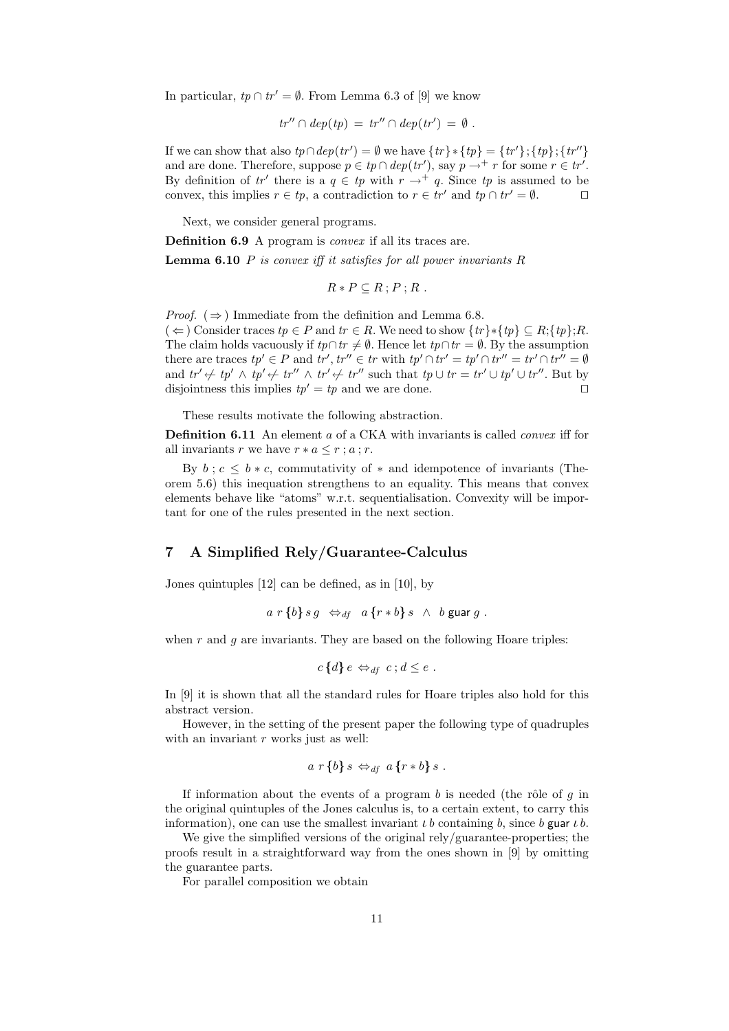In particular, $tp \cap tr' = \emptyset$. From Lemma 6.3 of [9] we know

$$tr'' \cap dep(tp) \;=\; tr'' \cap dep(tr') \;=\; \emptyset \;.$$

If we can show that also $tp \cap dep(tr') = \emptyset$ we have $\{tr\} * \{tp\} = \{tr'\} ; \{tp\} ; \{tr''\}$ and are done. Therefore, suppose $p \in tp \cap dep(tr')$, say $p \to^+ r$ for some $r \in tr'$. By definition of $tr'$ there is a $q \in tp$ with $r \to^+ q$. Since $tp$ is assumed to be convex, this implies $r \in tp$, a contradiction to $r \in tr'$ and $tp \cap tr' = \emptyset$. $\square$

Next, we consider general programs.

**Definition 6.9** A program is *convex* if all its traces are.

**Lemma 6.10** *$P$ is convex iff it satisfies for all power invariants $R$*

$$R * P \subseteq R \,;\, P \,;\, R \;.$$

*Proof.* ($\Rightarrow$) Immediate from the definition and Lemma 6.8.
($\Leftarrow$) Consider traces $tp \in P$ and $tr \in R$. We need to show $\{tr\}*\{tp\} \subseteq R;\{tp\};R$. The claim holds vacuously if $tp \cap tr \neq \emptyset$. Hence let $tp \cap tr = \emptyset$. By the assumption there are traces $tp' \in P$ and $tr', tr'' \in tr$ with $tp' \cap tr' = tp' \cap tr'' = tr' \cap tr'' = \emptyset$ and $tr' \not\leftarrow tp' \,\wedge\, tp' \not\leftarrow tr'' \,\wedge\, tr' \not\leftarrow tr''$ such that $tp \cup tr = tr' \cup tp' \cup tr''$. But by disjointness this implies $tp' = tp$ and we are done. $\square$

These results motivate the following abstraction.

**Definition 6.11** An element $a$ of a CKA with invariants is called *convex* iff for all invariants $r$ we have $r * a \leq r \,;\, a \,;\, r$.

By $b \,;\, c \leq b * c$, commutativity of $*$ and idempotence of invariants (Theorem 5.6) this inequation strengthens to an equality. This means that convex elements behave like "atoms" w.r.t. sequentialisation. Convexity will be important for one of the rules presented in the next section.

## 7 A Simplified Rely/Guarantee-Calculus

Jones quintuples [12] can be defined, as in [10], by

$$a \; r \,\{\!\!\{ b \}\!\!\}\, s \; g \;\;\Leftrightarrow_{df}\;\; a \,\{\!\!\{ r * b \}\!\!\}\, s \;\;\wedge\;\; b \;\mathsf{guar}\; g \;.$$

when $r$ and $g$ are invariants. They are based on the following Hoare triples:

$$c \,\{\!\!\{ d \}\!\!\}\, e \;\Leftrightarrow_{df}\; c \,;\, d \leq e \;.$$

In [9] it is shown that all the standard rules for Hoare triples also hold for this abstract version.

However, in the setting of the present paper the following type of quadruples with an invariant $r$ works just as well:

$$a \; r \,\{\!\!\{ b \}\!\!\}\, s \;\Leftrightarrow_{df}\; a \,\{\!\!\{ r * b \}\!\!\}\, s \;.$$

If information about the events of a program $b$ is needed (the rôle of $g$ in the original quintuples of the Jones calculus is, to a certain extent, to carry this information), one can use the smallest invariant $\iota\, b$ containing $b$, since $b \;\mathsf{guar}\; \iota\, b$.

We give the simplified versions of the original rely/guarantee-properties; the proofs result in a straightforward way from the ones shown in [9] by omitting the guarantee parts.

For parallel composition we obtain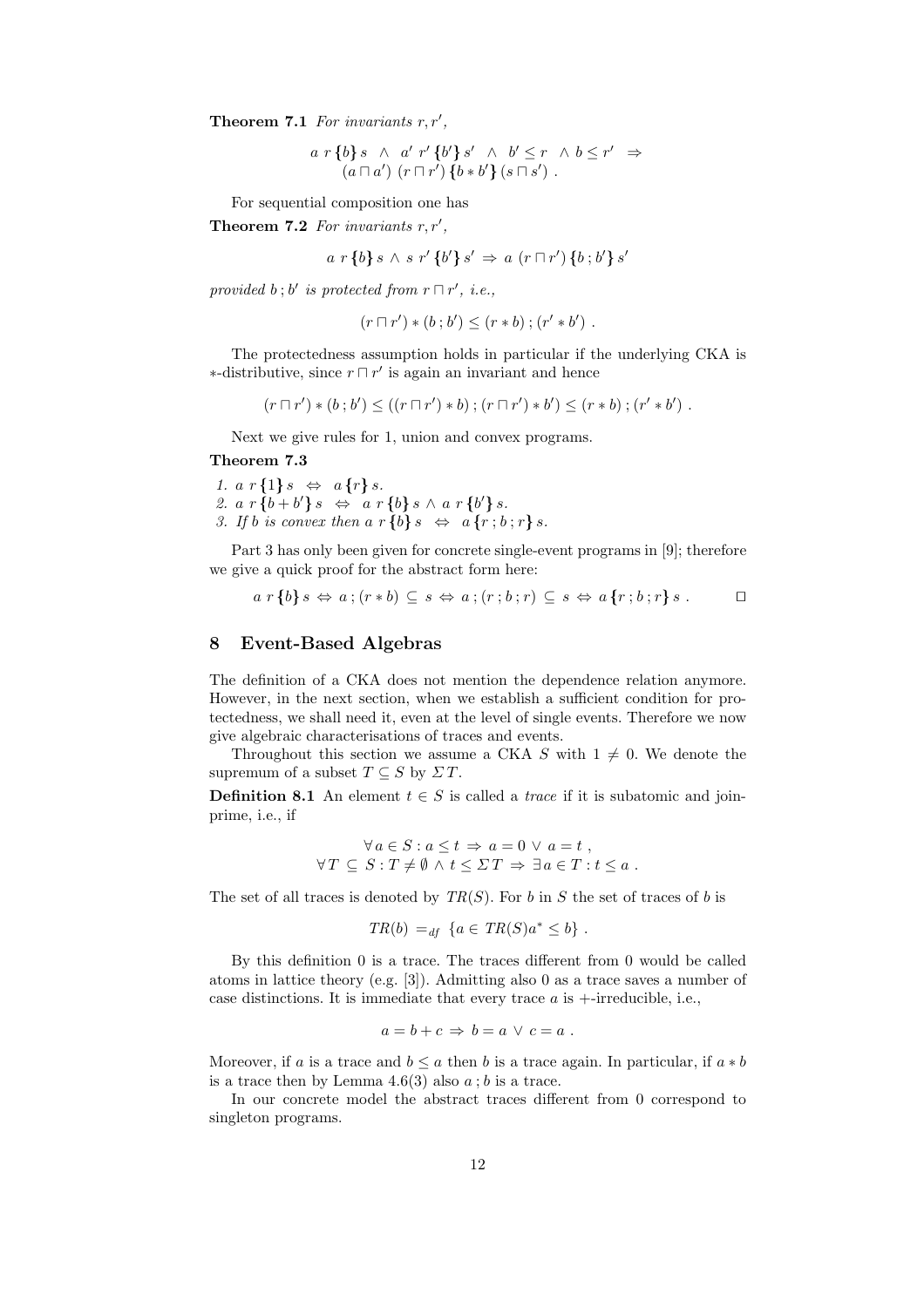**Theorem 7.1** *For invariants $r, r'$,*

$$a\ r\,\{b\}\,s\ \wedge\ a'\ r'\,\{b'\}\,s'\ \wedge\ b' \leq r\ \wedge b \leq r'\ \Rightarrow\ (a \sqcap a')\ (r \sqcap r')\,\{b * b'\}\,(s \sqcap s')\ .$$

For sequential composition one has

**Theorem 7.2** *For invariants $r, r'$,*

$$a\ r\,\{b\}\,s \wedge s\ r'\,\{b'\}\,s' \Rightarrow a\ (r \sqcap r')\,\{b\,;b'\}\,s'$$

*provided $b\,;b'$ is protected from $r \sqcap r'$, i.e.,*

$$(r \sqcap r') * (b\,; b') \leq (r * b)\,; (r' * b')\ .$$

The protectedness assumption holds in particular if the underlying CKA is $*$-distributive, since $r \sqcap r'$ is again an invariant and hence

$$(r \sqcap r') * (b\,; b') \leq ((r \sqcap r') * b)\,; (r \sqcap r') * b') \leq (r * b)\,; (r' * b')\ .$$

Next we give rules for 1, union and convex programs.

**Theorem 7.3**

1. $a\ r\,\{1\}\,s\ \Leftrightarrow\ a\,\{r\}\,s$.
2. $a\ r\,\{b + b'\}\,s\ \Leftrightarrow\ a\ r\,\{b\}\,s \wedge a\ r\,\{b'\}\,s$.
3. *If $b$ is convex then $a\ r\,\{b\}\,s\ \Leftrightarrow\ a\,\{r\,; b\,; r\}\,s$.*

Part 3 has only been given for concrete single-event programs in [9]; therefore we give a quick proof for the abstract form here:

$$a\ r\,\{b\}\,s \Leftrightarrow a\,; (r * b) \subseteq s \Leftrightarrow a\,; (r\,; b\,; r) \subseteq s \Leftrightarrow a\,\{r\,; b\,; r\}\,s\ . \qquad \square$$

## 8 Event-Based Algebras

The definition of a CKA does not mention the dependence relation anymore. However, in the next section, when we establish a sufficient condition for protectedness, we shall need it, even at the level of single events. Therefore we now give algebraic characterisations of traces and events.

Throughout this section we assume a CKA $S$ with $1 \neq 0$. We denote the supremum of a subset $T \subseteq S$ by $\Sigma T$.

**Definition 8.1** An element $t \in S$ is called a *trace* if it is subatomic and join-prime, i.e., if

$$\forall a \in S : a \leq t \Rightarrow a = 0 \vee a = t\ ,$$
$$\forall T \subseteq S : T \neq \emptyset \wedge t \leq \Sigma T \Rightarrow \exists a \in T : t \leq a\ .$$

The set of all traces is denoted by $TR(S)$. For $b$ in $S$ the set of traces of $b$ is

$$TR(b) =_{df} \{a \in TR(S)a^* \leq b\}\ .$$

By this definition 0 is a trace. The traces different from 0 would be called atoms in lattice theory (e.g. [3]). Admitting also 0 as a trace saves a number of case distinctions. It is immediate that every trace $a$ is $+$-irreducible, i.e.,

$$a = b + c \Rightarrow b = a \vee c = a\ .$$

Moreover, if $a$ is a trace and $b \leq a$ then $b$ is a trace again. In particular, if $a * b$ is a trace then by Lemma 4.6(3) also $a\,; b$ is a trace.

In our concrete model the abstract traces different from 0 correspond to singleton programs.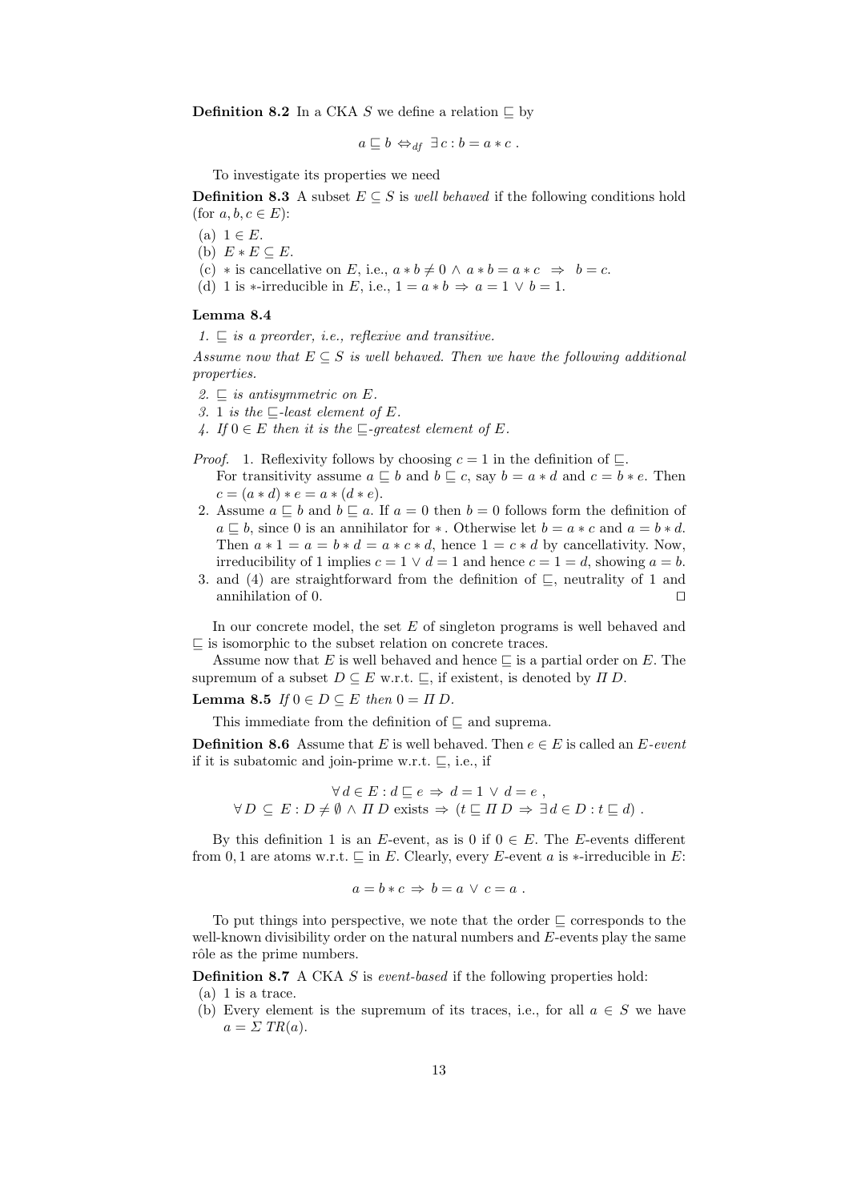**Definition 8.2** In a CKA $S$ we define a relation $\sqsubseteq$ by

$$a \sqsubseteq b \Leftrightarrow_{df} \exists\, c : b = a * c\ .$$

To investigate its properties we need

**Definition 8.3** A subset $E \subseteq S$ is *well behaved* if the following conditions hold (for $a, b, c \in E$):

(a) $1 \in E$.
(b) $E * E \subseteq E$.
(c) $*$ is cancellative on $E$, i.e., $a * b \neq 0 \wedge a * b = a * c \ \Rightarrow\ b = c$.
(d) 1 is $*$-irreducible in $E$, i.e., $1 = a * b \Rightarrow a = 1 \vee b = 1$.

**Lemma 8.4**

*1. $\sqsubseteq$ is a preorder, i.e., reflexive and transitive.*

*Assume now that $E \subseteq S$ is well behaved. Then we have the following additional properties.*

*2. $\sqsubseteq$ is antisymmetric on $E$.*
*3. 1 is the $\sqsubseteq$-least element of $E$.*
*4. If $0 \in E$ then it is the $\sqsubseteq$-greatest element of $E$.*

*Proof.* 1. Reflexivity follows by choosing $c = 1$ in the definition of $\sqsubseteq$.
For transitivity assume $a \sqsubseteq b$ and $b \sqsubseteq c$, say $b = a * d$ and $c = b * e$. Then $c = (a * d) * e = a * (d * e)$.

2. Assume $a \sqsubseteq b$ and $b \sqsubseteq a$. If $a = 0$ then $b = 0$ follows form the definition of $a \sqsubseteq b$, since 0 is an annihilator for $*$. Otherwise let $b = a * c$ and $a = b * d$. Then $a * 1 = a = b * d = a * c * d$, hence $1 = c * d$ by cancellativity. Now, irreducibility of 1 implies $c = 1 \vee d = 1$ and hence $c = 1 = d$, showing $a = b$.

3. and (4) are straightforward from the definition of $\sqsubseteq$, neutrality of 1 and annihilation of 0. □

In our concrete model, the set $E$ of singleton programs is well behaved and $\sqsubseteq$ is isomorphic to the subset relation on concrete traces.

Assume now that $E$ is well behaved and hence $\sqsubseteq$ is a partial order on $E$. The supremum of a subset $D \subseteq E$ w.r.t. $\sqsubseteq$, if existent, is denoted by $\Pi\, D$.

**Lemma 8.5** *If $0 \in D \subseteq E$ then $0 = \Pi\, D$.*

This immediate from the definition of $\sqsubseteq$ and suprema.

**Definition 8.6** Assume that $E$ is well behaved. Then $e \in E$ is called an *$E$-event* if it is subatomic and join-prime w.r.t. $\sqsubseteq$, i.e., if

$$\forall\, d \in E : d \sqsubseteq e \ \Rightarrow\ d = 1 \ \vee\ d = e\ ,$$
$$\forall\, D \ \subseteq\ E : D \neq \emptyset \wedge \Pi\, D \text{ exists} \Rightarrow (t \sqsubseteq \Pi\, D \Rightarrow \exists\, d \in D : t \sqsubseteq d)\ .$$

By this definition 1 is an $E$-event, as is 0 if $0 \in E$. The $E$-events different from $0, 1$ are atoms w.r.t. $\sqsubseteq$ in $E$. Clearly, every $E$-event $a$ is $*$-irreducible in $E$:

$$a = b * c \Rightarrow b = a \ \vee\ c = a\ .$$

To put things into perspective, we note that the order $\sqsubseteq$ corresponds to the well-known divisibility order on the natural numbers and $E$-events play the same rôle as the prime numbers.

**Definition 8.7** A CKA $S$ is *event-based* if the following properties hold:

(a) 1 is a trace.
(b) Every element is the supremum of its traces, i.e., for all $a \in S$ we have $a = \Sigma\, TR(a)$.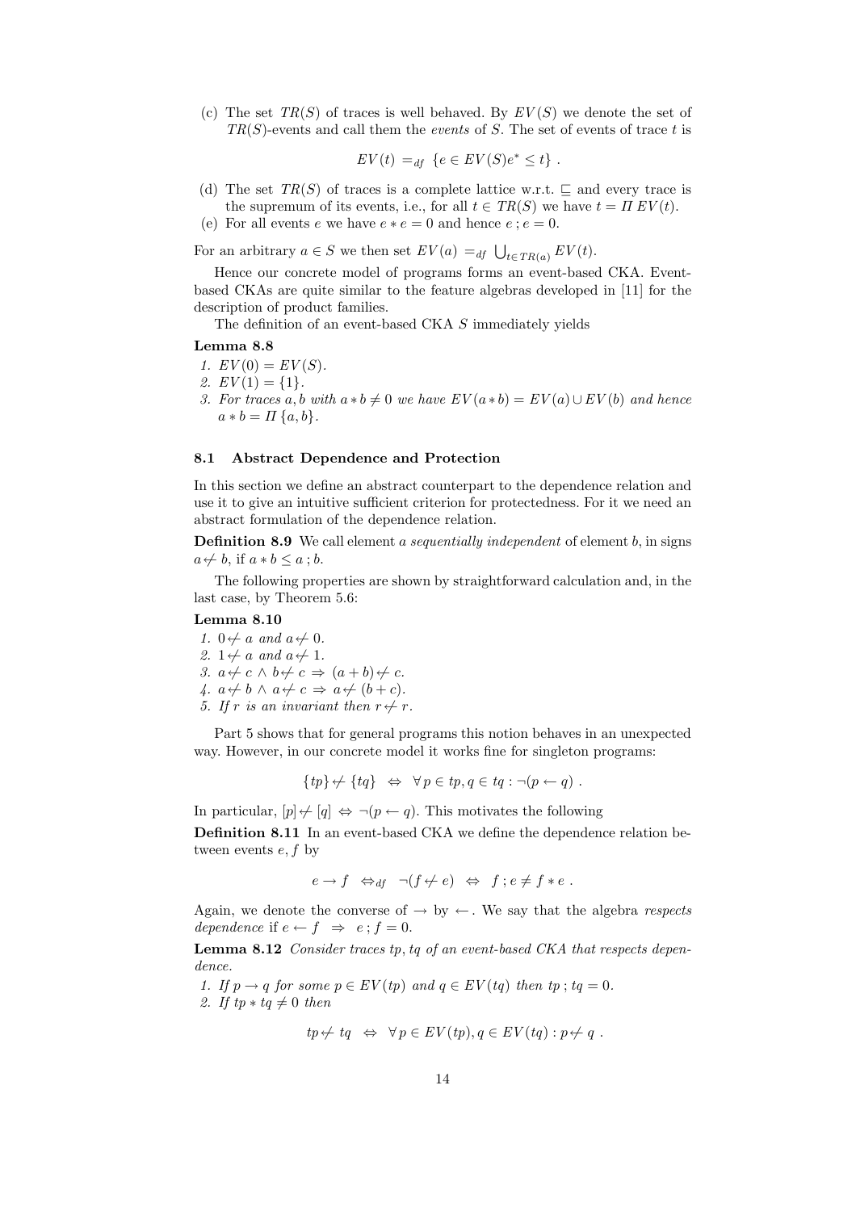(c) The set $TR(S)$ of traces is well behaved. By $EV(S)$ we denote the set of $TR(S)$-events and call them the *events* of $S$. The set of events of trace $t$ is

$$EV(t) =_{df} \{e \in EV(S) e^* \leq t\} .$$

(d) The set $TR(S)$ of traces is a complete lattice w.r.t. $\sqsubseteq$ and every trace is the supremum of its events, i.e., for all $t \in TR(S)$ we have $t = \Pi\, EV(t)$.

(e) For all events $e$ we have $e * e = 0$ and hence $e\,;e = 0$.

For an arbitrary $a \in S$ we then set $EV(a) =_{df} \bigcup_{t \in TR(a)} EV(t)$.

Hence our concrete model of programs forms an event-based CKA. Event-based CKAs are quite similar to the feature algebras developed in [11] for the description of product families.

The definition of an event-based CKA $S$ immediately yields

**Lemma 8.8**

1. $EV(0) = EV(S)$.
2. $EV(1) = \{1\}$.
3. *For traces $a, b$ with $a * b \neq 0$ we have $EV(a * b) = EV(a) \cup EV(b)$ and hence $a * b = \Pi\, \{a, b\}$.*

### 8.1 Abstract Dependence and Protection

In this section we define an abstract counterpart to the dependence relation and use it to give an intuitive sufficient criterion for protectedness. For it we need an abstract formulation of the dependence relation.

**Definition 8.9** We call element $a$ *sequentially independent* of element $b$, in signs $a \not\leftarrow b$, if $a * b \leq a\,; b$.

The following properties are shown by straightforward calculation and, in the last case, by Theorem 5.6:

**Lemma 8.10**

1. $0 \not\leftarrow a$ *and* $a \not\leftarrow 0$.
2. $1 \not\leftarrow a$ *and* $a \not\leftarrow 1$.
3. $a \not\leftarrow c \wedge b \not\leftarrow c \Rightarrow (a + b) \not\leftarrow c$.
4. $a \not\leftarrow b \wedge a \not\leftarrow c \Rightarrow a \not\leftarrow (b + c)$.
5. *If $r$ is an invariant then $r \not\leftarrow r$.*

Part 5 shows that for general programs this notion behaves in an unexpected way. However, in our concrete model it works fine for singleton programs:

$$\{tp\} \not\leftarrow \{tq\} \;\Leftrightarrow\; \forall\, p \in tp, q \in tq : \neg(p \leftarrow q) .$$

In particular, $[p] \not\leftarrow [q] \Leftrightarrow \neg(p \leftarrow q)$. This motivates the following

**Definition 8.11** In an event-based CKA we define the dependence relation between events $e, f$ by

$$e \rightarrow f \;\Leftrightarrow_{df}\; \neg(f \not\leftarrow e) \;\Leftrightarrow\; f\,; e \neq f * e .$$

Again, we denote the converse of $\rightarrow$ by $\leftarrow$. We say that the algebra *respects dependence* if $e \leftarrow f \;\Rightarrow\; e\,; f = 0$.

**Lemma 8.12** *Consider traces $tp, tq$ of an event-based CKA that respects dependence.*

1. *If $p \rightarrow q$ for some $p \in EV(tp)$ and $q \in EV(tq)$ then $tp\,; tq = 0$.*
2. *If $tp * tq \neq 0$ then*

$$tp \not\leftarrow tq \;\Leftrightarrow\; \forall\, p \in EV(tp), q \in EV(tq) : p \not\leftarrow q .$$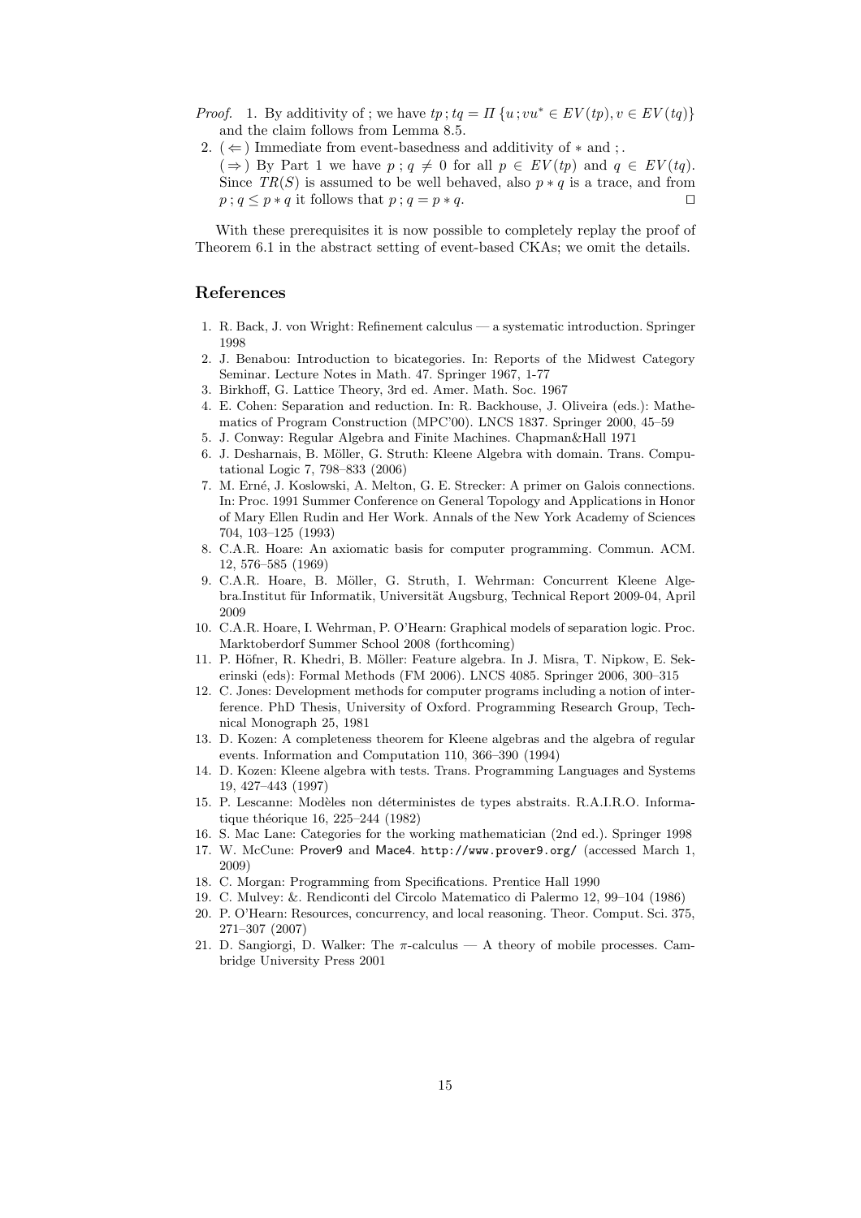*Proof.* 1. By additivity of ; we have $tp\,;tq = \Pi\,\{u\,;vu^* \in EV(tp), v \in EV(tq)\}$ and the claim follows from Lemma 8.5.

2. ($\Leftarrow$) Immediate from event-basedness and additivity of $*$ and ; .
($\Rightarrow$) By Part 1 we have $p\,;q \neq 0$ for all $p \in EV(tp)$ and $q \in EV(tq)$. Since $TR(S)$ is assumed to be well behaved, also $p * q$ is a trace, and from $p\,;q \leq p * q$ it follows that $p\,;q = p * q$. ⊓⊔

With these prerequisites it is now possible to completely replay the proof of Theorem 6.1 in the abstract setting of event-based CKAs; we omit the details.

## References

1. R. Back, J. von Wright: Refinement calculus — a systematic introduction. Springer 1998
2. J. Benabou: Introduction to bicategories. In: Reports of the Midwest Category Seminar. Lecture Notes in Math. 47. Springer 1967, 1-77
3. Birkhoff, G. Lattice Theory, 3rd ed. Amer. Math. Soc. 1967
4. E. Cohen: Separation and reduction. In: R. Backhouse, J. Oliveira (eds.): Mathematics of Program Construction (MPC'00). LNCS 1837. Springer 2000, 45–59
5. J. Conway: Regular Algebra and Finite Machines. Chapman&Hall 1971
6. J. Desharnais, B. Möller, G. Struth: Kleene Algebra with domain. Trans. Computational Logic 7, 798–833 (2006)
7. M. Erné, J. Koslowski, A. Melton, G. E. Strecker: A primer on Galois connections. In: Proc. 1991 Summer Conference on General Topology and Applications in Honor of Mary Ellen Rudin and Her Work. Annals of the New York Academy of Sciences 704, 103–125 (1993)
8. C.A.R. Hoare: An axiomatic basis for computer programming. Commun. ACM. 12, 576–585 (1969)
9. C.A.R. Hoare, B. Möller, G. Struth, I. Wehrman: Concurrent Kleene Algebra.Institut für Informatik, Universität Augsburg, Technical Report 2009-04, April 2009
10. C.A.R. Hoare, I. Wehrman, P. O'Hearn: Graphical models of separation logic. Proc. Marktoberdorf Summer School 2008 (forthcoming)
11. P. Höfner, R. Khedri, B. Möller: Feature algebra. In J. Misra, T. Nipkow, E. Sekerinski (eds): Formal Methods (FM 2006). LNCS 4085. Springer 2006, 300–315
12. C. Jones: Development methods for computer programs including a notion of interference. PhD Thesis, University of Oxford. Programming Research Group, Technical Monograph 25, 1981
13. D. Kozen: A completeness theorem for Kleene algebras and the algebra of regular events. Information and Computation 110, 366–390 (1994)
14. D. Kozen: Kleene algebra with tests. Trans. Programming Languages and Systems 19, 427–443 (1997)
15. P. Lescanne: Modèles non déterministes de types abstraits. R.A.I.R.O. Informatique théorique 16, 225–244 (1982)
16. S. Mac Lane: Categories for the working mathematician (2nd ed.). Springer 1998
17. W. McCune: Prover9 and Mace4. `http://www.prover9.org/` (accessed March 1, 2009)
18. C. Morgan: Programming from Specifications. Prentice Hall 1990
19. C. Mulvey: &. Rendiconti del Circolo Matematico di Palermo 12, 99–104 (1986)
20. P. O'Hearn: Resources, concurrency, and local reasoning. Theor. Comput. Sci. 375, 271–307 (2007)
21. D. Sangiorgi, D. Walker: The $\pi$-calculus — A theory of mobile processes. Cambridge University Press 2001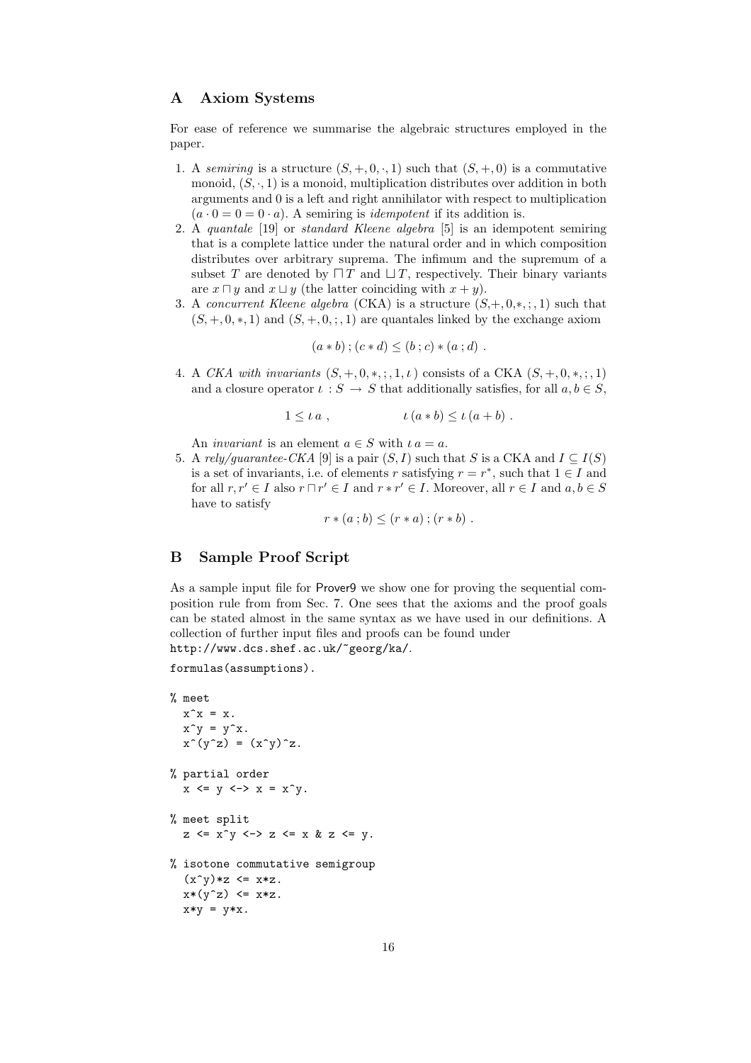## A Axiom Systems

For ease of reference we summarise the algebraic structures employed in the paper.

1. A *semiring* is a structure $(S, +, 0, \cdot, 1)$ such that $(S, +, 0)$ is a commutative monoid, $(S, \cdot, 1)$ is a monoid, multiplication distributes over addition in both arguments and 0 is a left and right annihilator with respect to multiplication $(a \cdot 0 = 0 = 0 \cdot a)$. A semiring is *idempotent* if its addition is.
2. A *quantale* [19] or *standard Kleene algebra* [5] is an idempotent semiring that is a complete lattice under the natural order and in which composition distributes over arbitrary suprema. The infimum and the supremum of a subset $T$ are denoted by $\sqcap T$ and $\sqcup T$, respectively. Their binary variants are $x \sqcap y$ and $x \sqcup y$ (the latter coinciding with $x + y$).
3. A *concurrent Kleene algebra* (CKA) is a structure $(S, +, 0, *, ;, 1)$ such that $(S, +, 0, *, 1)$ and $(S, +, 0, ;, 1)$ are quantales linked by the exchange axiom
$$(a * b) \,;\, (c * d) \leq (b \,;\, c) * (a \,;\, d)\ .$$
4. A *CKA with invariants* $(S, +, 0, *, ;, 1, \iota)$ consists of a CKA $(S, +, 0, *, ;, 1)$ and a closure operator $\iota : S \to S$ that additionally satisfies, for all $a, b \in S$,
$$1 \leq \iota\, a\ , \qquad\qquad \iota\,(a * b) \leq \iota\,(a + b)\ .$$
An *invariant* is an element $a \in S$ with $\iota\, a = a$.
5. A *rely/guarantee-CKA* [9] is a pair $(S, I)$ such that $S$ is a CKA and $I \subseteq I(S)$ is a set of invariants, i.e. of elements $r$ satisfying $r = r^*$, such that $1 \in I$ and for all $r, r' \in I$ also $r \sqcap r' \in I$ and $r * r' \in I$. Moreover, all $r \in I$ and $a, b \in S$ have to satisfy
$$r * (a \,;\, b) \leq (r * a) \,;\, (r * b)\ .$$

## B Sample Proof Script

As a sample input file for Prover9 we show one for proving the sequential composition rule from from Sec. 7. One sees that the axioms and the proof goals can be stated almost in the same syntax as we have used in our definitions. A collection of further input files and proofs can be found under
`http://www.dcs.shef.ac.uk/~georg/ka/`.

```
formulas(assumptions).

% meet
  x^x = x.
  x^y = y^x.
  x^(y^z) = (x^y)^z.

% partial order
  x <= y <-> x = x^y.

% meet split
  z <= x^y <-> z <= x & z <= y.

% isotone commutative semigroup
  (x^y)*z <= x*z.
  x*(y^z) <= x*z.
  x*y = y*x.
```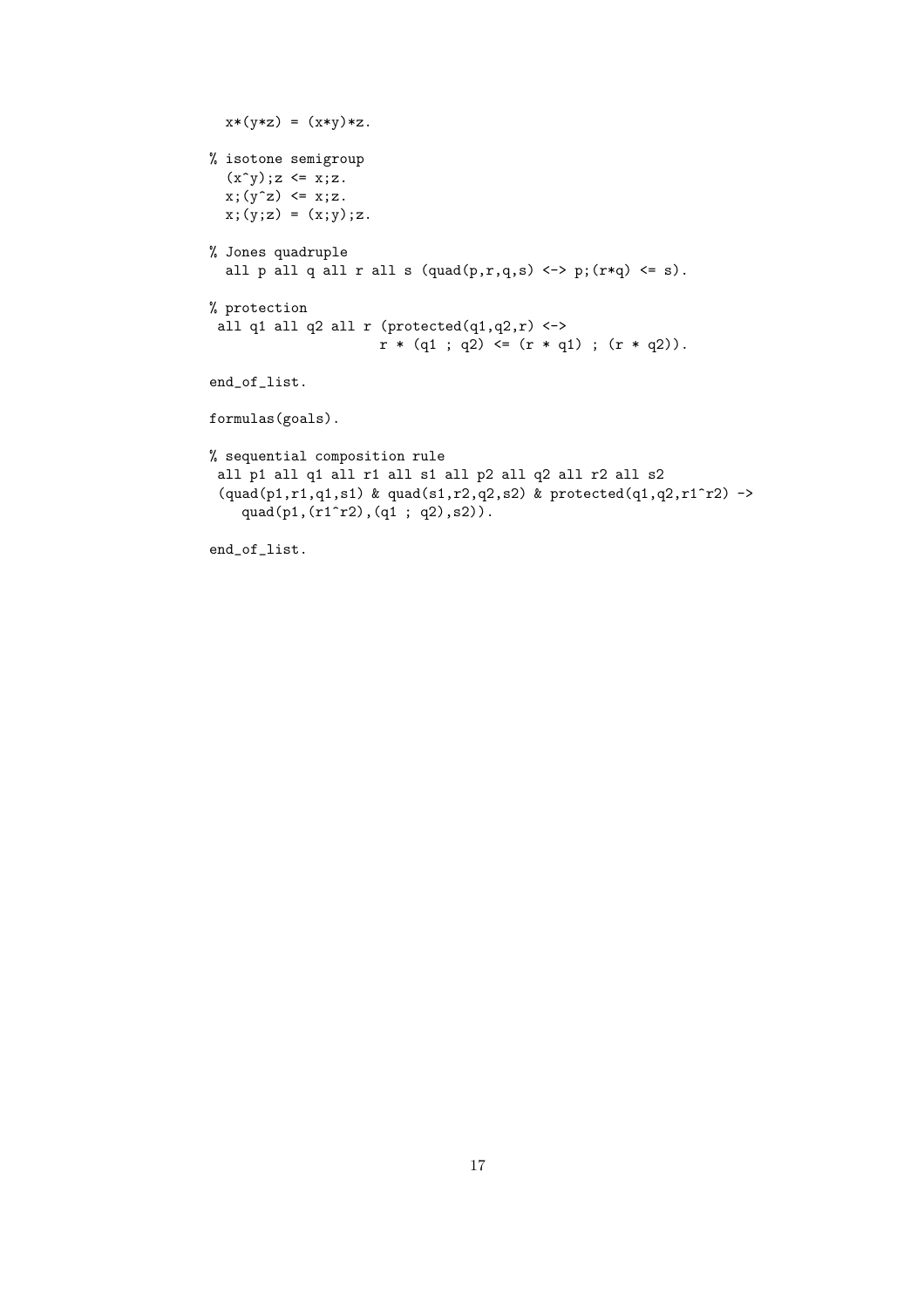```
  x*(y*z) = (x*y)*z.

% isotone semigroup
  (x^y);z <= x;z.
  x;(y^z) <= x;z.
  x;(y;z) = (x;y);z.

% Jones quadruple
  all p all q all r all s (quad(p,r,q,s) <-> p;(r*q) <= s).

% protection
 all q1 all q2 all r (protected(q1,q2,r) <->
                    r * (q1 ; q2) <= (r * q1) ; (r * q2)).

end_of_list.

formulas(goals).

% sequential composition rule
 all p1 all q1 all r1 all s1 all p2 all q2 all r2 all s2
 (quad(p1,r1,q1,s1) & quad(s1,r2,q2,s2) & protected(q1,q2,r1^r2) ->
    quad(p1,(r1^r2),(q1 ; q2),s2)).

end_of_list.
```